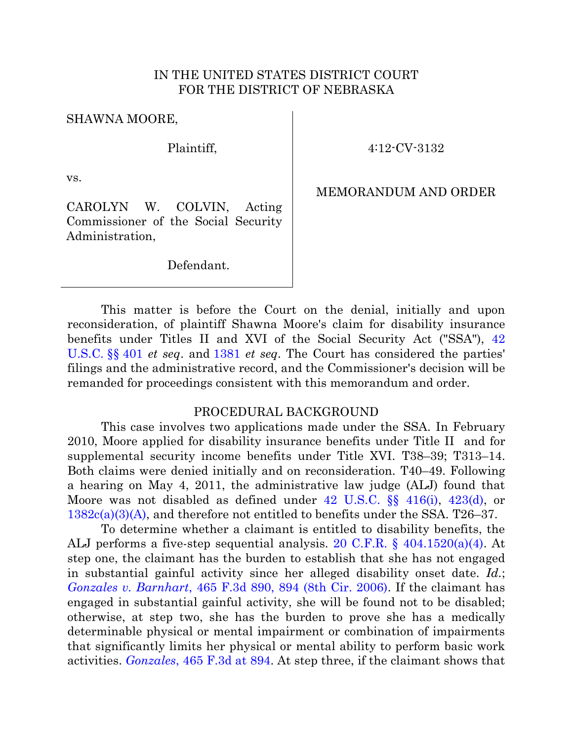IN THE UNITED STATES DISTRICT COURT
FOR THE DISTRICT OF NEBRASKA

SHAWNA MOORE,

Plaintiff,

vs.

CAROLYN W. COLVIN, Acting Commissioner of the Social Security Administration,

Defendant.

4:12-CV-3132

MEMORANDUM AND ORDER

This matter is before the Court on the denial, initially and upon reconsideration, of plaintiff Shawna Moore's claim for disability insurance benefits under Titles II and XVI of the Social Security Act ("SSA"), 42 U.S.C. §§ 401 *et seq*. and 1381 *et seq*. The Court has considered the parties' filings and the administrative record, and the Commissioner's decision will be remanded for proceedings consistent with this memorandum and order.

PROCEDURAL BACKGROUND

This case involves two applications made under the SSA. In February 2010, Moore applied for disability insurance benefits under Title II and for supplemental security income benefits under Title XVI. T38–39; T313–14. Both claims were denied initially and on reconsideration. T40–49. Following a hearing on May 4, 2011, the administrative law judge (ALJ) found that Moore was not disabled as defined under 42 U.S.C. §§ 416(i), 423(d), or 1382c(a)(3)(A), and therefore not entitled to benefits under the SSA. T26–37.

To determine whether a claimant is entitled to disability benefits, the ALJ performs a five-step sequential analysis. 20 C.F.R. § 404.1520(a)(4). At step one, the claimant has the burden to establish that she has not engaged in substantial gainful activity since her alleged disability onset date. *Id.*; *Gonzales v. Barnhart*, 465 F.3d 890, 894 (8th Cir. 2006). If the claimant has engaged in substantial gainful activity, she will be found not to be disabled; otherwise, at step two, she has the burden to prove she has a medically determinable physical or mental impairment or combination of impairments that significantly limits her physical or mental ability to perform basic work activities. *Gonzales*, 465 F.3d at 894. At step three, if the claimant shows that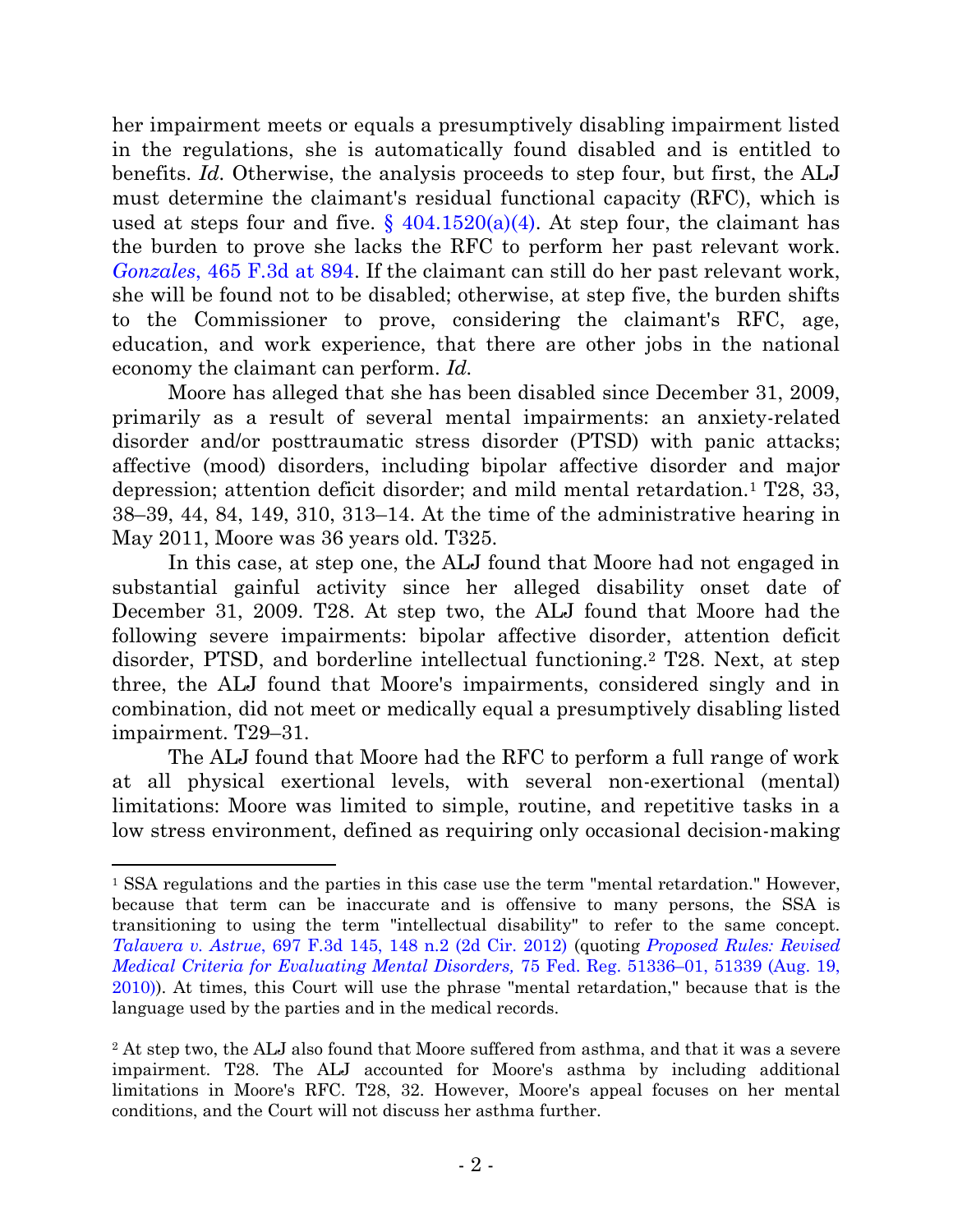her impairment meets or equals a presumptively disabling impairment listed in the regulations, she is automatically found disabled and is entitled to benefits. *Id.* Otherwise, the analysis proceeds to step four, but first, the ALJ must determine the claimant's residual functional capacity (RFC), which is used at steps four and five. § 404.1520(a)(4). At step four, the claimant has the burden to prove she lacks the RFC to perform her past relevant work. *Gonzales*, 465 F.3d at 894. If the claimant can still do her past relevant work, she will be found not to be disabled; otherwise, at step five, the burden shifts to the Commissioner to prove, considering the claimant's RFC, age, education, and work experience, that there are other jobs in the national economy the claimant can perform. *Id.*

Moore has alleged that she has been disabled since December 31, 2009, primarily as a result of several mental impairments: an anxiety-related disorder and/or posttraumatic stress disorder (PTSD) with panic attacks; affective (mood) disorders, including bipolar affective disorder and major depression; attention deficit disorder; and mild mental retardation.[1] T28, 33, 38–39, 44, 84, 149, 310, 313–14. At the time of the administrative hearing in May 2011, Moore was 36 years old. T325.

In this case, at step one, the ALJ found that Moore had not engaged in substantial gainful activity since her alleged disability onset date of December 31, 2009. T28. At step two, the ALJ found that Moore had the following severe impairments: bipolar affective disorder, attention deficit disorder, PTSD, and borderline intellectual functioning.[2] T28. Next, at step three, the ALJ found that Moore's impairments, considered singly and in combination, did not meet or medically equal a presumptively disabling listed impairment. T29–31.

The ALJ found that Moore had the RFC to perform a full range of work at all physical exertional levels, with several non-exertional (mental) limitations: Moore was limited to simple, routine, and repetitive tasks in a low stress environment, defined as requiring only occasional decision-making

---

[1] SSA regulations and the parties in this case use the term "mental retardation." However, because that term can be inaccurate and is offensive to many persons, the SSA is transitioning to using the term "intellectual disability" to refer to the same concept. *Talavera v. Astrue*, 697 F.3d 145, 148 n.2 (2d Cir. 2012) (quoting *Proposed Rules: Revised Medical Criteria for Evaluating Mental Disorders,* 75 Fed. Reg. 51336–01, 51339 (Aug. 19, 2010)). At times, this Court will use the phrase "mental retardation," because that is the language used by the parties and in the medical records.

[2] At step two, the ALJ also found that Moore suffered from asthma, and that it was a severe impairment. T28. The ALJ accounted for Moore's asthma by including additional limitations in Moore's RFC. T28, 32. However, Moore's appeal focuses on her mental conditions, and the Court will not discuss her asthma further.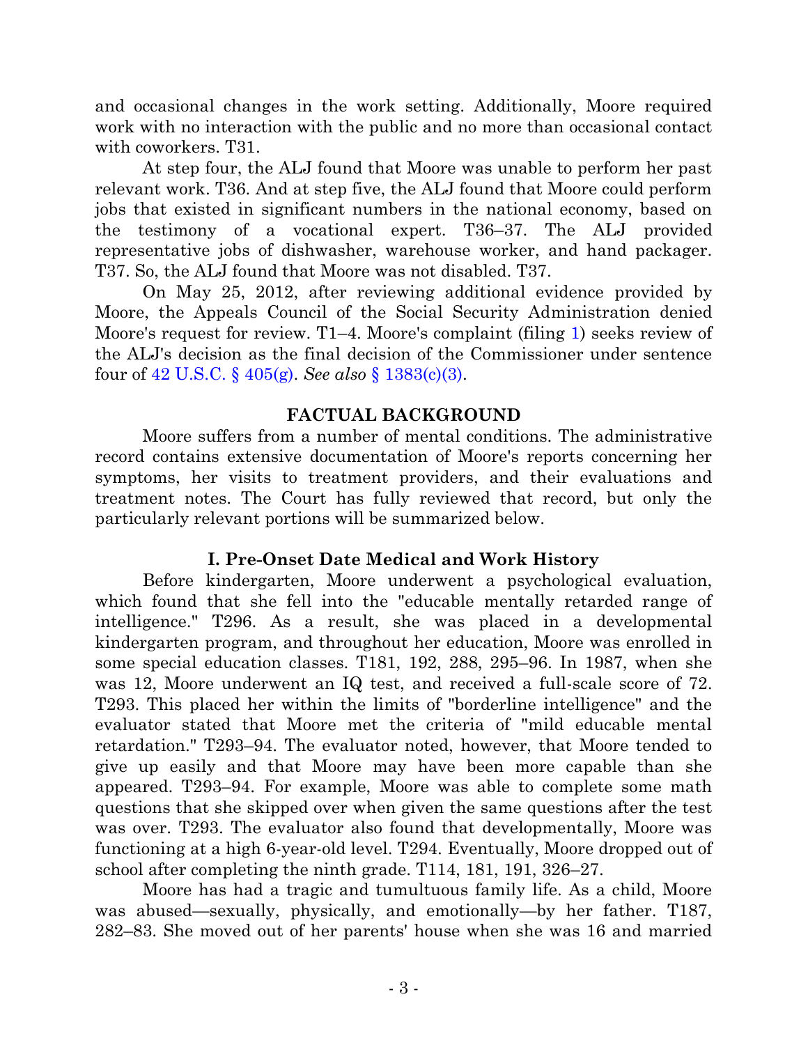and occasional changes in the work setting. Additionally, Moore required work with no interaction with the public and no more than occasional contact with coworkers. T31.

At step four, the ALJ found that Moore was unable to perform her past relevant work. T36. And at step five, the ALJ found that Moore could perform jobs that existed in significant numbers in the national economy, based on the testimony of a vocational expert. T36–37. The ALJ provided representative jobs of dishwasher, warehouse worker, and hand packager. T37. So, the ALJ found that Moore was not disabled. T37.

On May 25, 2012, after reviewing additional evidence provided by Moore, the Appeals Council of the Social Security Administration denied Moore's request for review. T1–4. Moore's complaint (filing 1) seeks review of the ALJ's decision as the final decision of the Commissioner under sentence four of 42 U.S.C. § 405(g). *See also* § 1383(c)(3).

## FACTUAL BACKGROUND

Moore suffers from a number of mental conditions. The administrative record contains extensive documentation of Moore's reports concerning her symptoms, her visits to treatment providers, and their evaluations and treatment notes. The Court has fully reviewed that record, but only the particularly relevant portions will be summarized below.

### I. Pre-Onset Date Medical and Work History

Before kindergarten, Moore underwent a psychological evaluation, which found that she fell into the "educable mentally retarded range of intelligence." T296. As a result, she was placed in a developmental kindergarten program, and throughout her education, Moore was enrolled in some special education classes. T181, 192, 288, 295–96. In 1987, when she was 12, Moore underwent an IQ test, and received a full-scale score of 72. T293. This placed her within the limits of "borderline intelligence" and the evaluator stated that Moore met the criteria of "mild educable mental retardation." T293–94. The evaluator noted, however, that Moore tended to give up easily and that Moore may have been more capable than she appeared. T293–94. For example, Moore was able to complete some math questions that she skipped over when given the same questions after the test was over. T293. The evaluator also found that developmentally, Moore was functioning at a high 6-year-old level. T294. Eventually, Moore dropped out of school after completing the ninth grade. T114, 181, 191, 326–27.

Moore has had a tragic and tumultuous family life. As a child, Moore was abused—sexually, physically, and emotionally—by her father. T187, 282–83. She moved out of her parents' house when she was 16 and married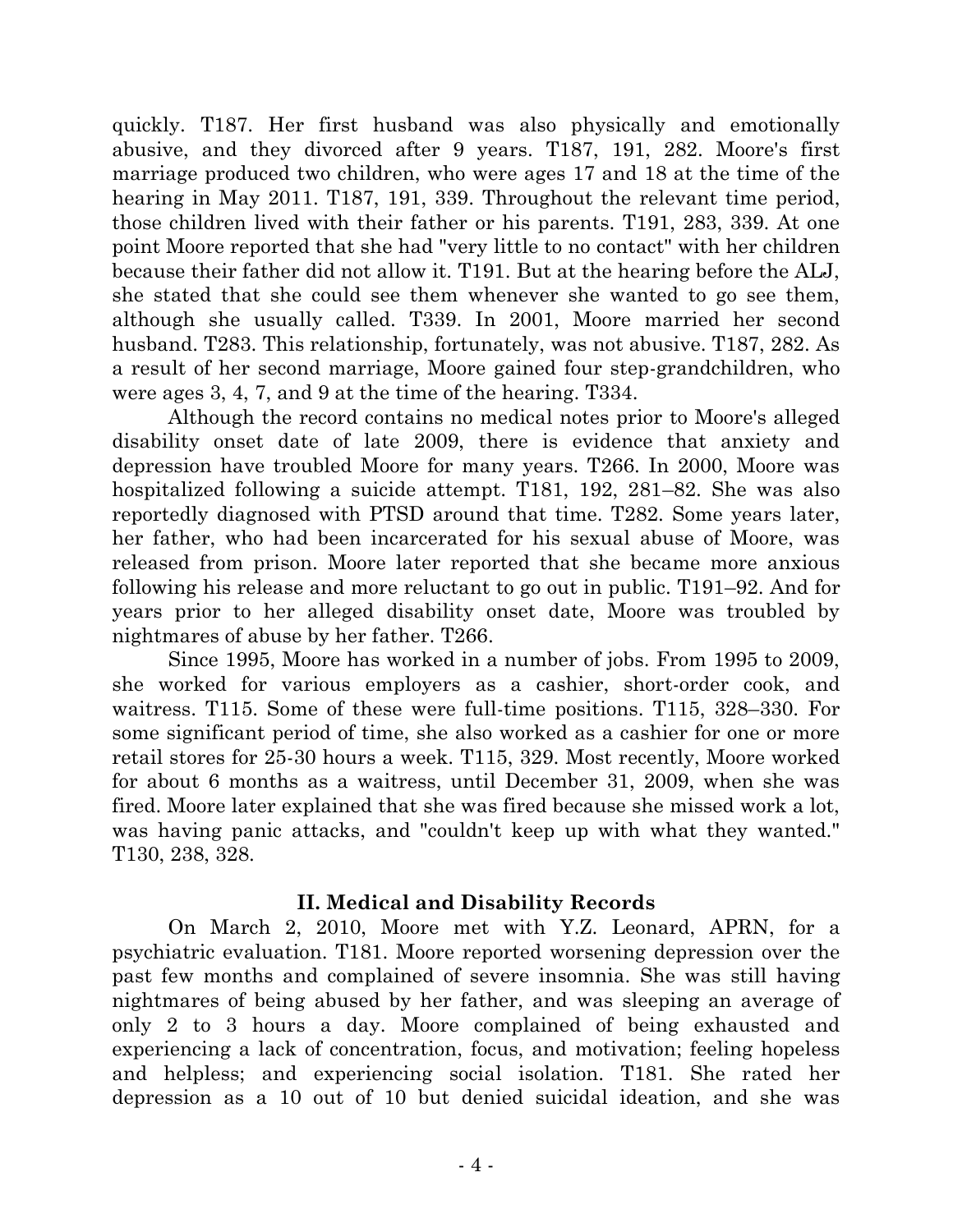quickly. T187. Her first husband was also physically and emotionally abusive, and they divorced after 9 years. T187, 191, 282. Moore's first marriage produced two children, who were ages 17 and 18 at the time of the hearing in May 2011. T187, 191, 339. Throughout the relevant time period, those children lived with their father or his parents. T191, 283, 339. At one point Moore reported that she had "very little to no contact" with her children because their father did not allow it. T191. But at the hearing before the ALJ, she stated that she could see them whenever she wanted to go see them, although she usually called. T339. In 2001, Moore married her second husband. T283. This relationship, fortunately, was not abusive. T187, 282. As a result of her second marriage, Moore gained four step-grandchildren, who were ages 3, 4, 7, and 9 at the time of the hearing. T334.

Although the record contains no medical notes prior to Moore's alleged disability onset date of late 2009, there is evidence that anxiety and depression have troubled Moore for many years. T266. In 2000, Moore was hospitalized following a suicide attempt. T181, 192, 281–82. She was also reportedly diagnosed with PTSD around that time. T282. Some years later, her father, who had been incarcerated for his sexual abuse of Moore, was released from prison. Moore later reported that she became more anxious following his release and more reluctant to go out in public. T191–92. And for years prior to her alleged disability onset date, Moore was troubled by nightmares of abuse by her father. T266.

Since 1995, Moore has worked in a number of jobs. From 1995 to 2009, she worked for various employers as a cashier, short-order cook, and waitress. T115. Some of these were full-time positions. T115, 328–330. For some significant period of time, she also worked as a cashier for one or more retail stores for 25-30 hours a week. T115, 329. Most recently, Moore worked for about 6 months as a waitress, until December 31, 2009, when she was fired. Moore later explained that she was fired because she missed work a lot, was having panic attacks, and "couldn't keep up with what they wanted." T130, 238, 328.

## II. Medical and Disability Records

On March 2, 2010, Moore met with Y.Z. Leonard, APRN, for a psychiatric evaluation. T181. Moore reported worsening depression over the past few months and complained of severe insomnia. She was still having nightmares of being abused by her father, and was sleeping an average of only 2 to 3 hours a day. Moore complained of being exhausted and experiencing a lack of concentration, focus, and motivation; feeling hopeless and helpless; and experiencing social isolation. T181. She rated her depression as a 10 out of 10 but denied suicidal ideation, and she was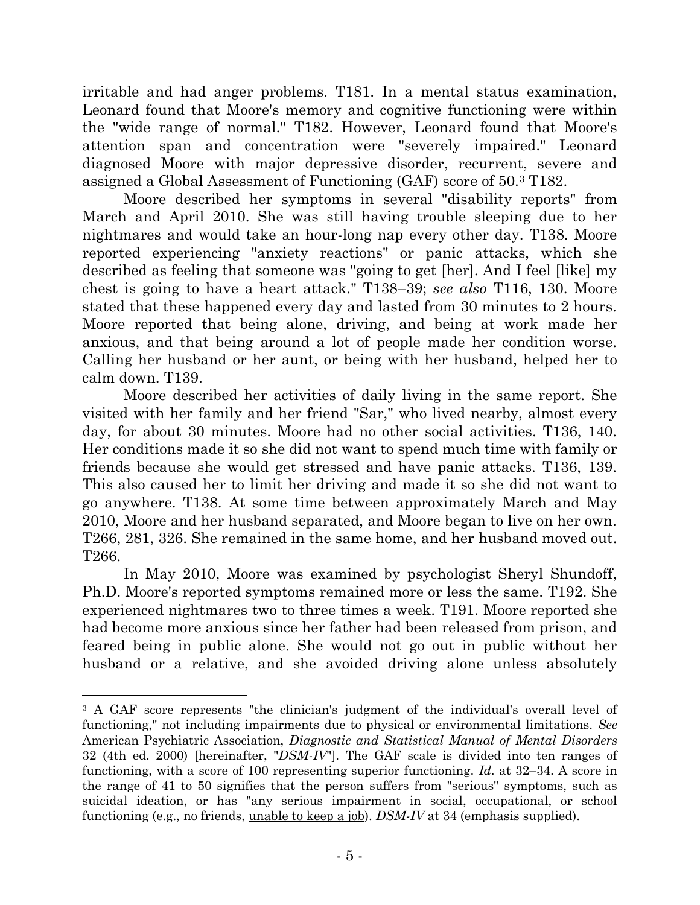irritable and had anger problems. T181. In a mental status examination, Leonard found that Moore's memory and cognitive functioning were within the "wide range of normal." T182. However, Leonard found that Moore's attention span and concentration were "severely impaired." Leonard diagnosed Moore with major depressive disorder, recurrent, severe and assigned a Global Assessment of Functioning (GAF) score of 50.[3] T182.

Moore described her symptoms in several "disability reports" from March and April 2010. She was still having trouble sleeping due to her nightmares and would take an hour-long nap every other day. T138. Moore reported experiencing "anxiety reactions" or panic attacks, which she described as feeling that someone was "going to get [her]. And I feel [like] my chest is going to have a heart attack." T138–39; *see also* T116, 130. Moore stated that these happened every day and lasted from 30 minutes to 2 hours. Moore reported that being alone, driving, and being at work made her anxious, and that being around a lot of people made her condition worse. Calling her husband or her aunt, or being with her husband, helped her to calm down. T139.

Moore described her activities of daily living in the same report. She visited with her family and her friend "Sar," who lived nearby, almost every day, for about 30 minutes. Moore had no other social activities. T136, 140. Her conditions made it so she did not want to spend much time with family or friends because she would get stressed and have panic attacks. T136, 139. This also caused her to limit her driving and made it so she did not want to go anywhere. T138. At some time between approximately March and May 2010, Moore and her husband separated, and Moore began to live on her own. T266, 281, 326. She remained in the same home, and her husband moved out. T266.

In May 2010, Moore was examined by psychologist Sheryl Shundoff, Ph.D. Moore's reported symptoms remained more or less the same. T192. She experienced nightmares two to three times a week. T191. Moore reported she had become more anxious since her father had been released from prison, and feared being in public alone. She would not go out in public without her husband or a relative, and she avoided driving alone unless absolutely

---

[3] A GAF score represents "the clinician's judgment of the individual's overall level of functioning," not including impairments due to physical or environmental limitations. *See* American Psychiatric Association, *Diagnostic and Statistical Manual of Mental Disorders* 32 (4th ed. 2000) [hereinafter, "*DSM-IV*"]. The GAF scale is divided into ten ranges of functioning, with a score of 100 representing superior functioning. *Id.* at 32–34. A score in the range of 41 to 50 signifies that the person suffers from "serious" symptoms, such as suicidal ideation, or has "any serious impairment in social, occupational, or school functioning (e.g., no friends, <u>unable to keep a job</u>). *DSM-IV* at 34 (emphasis supplied).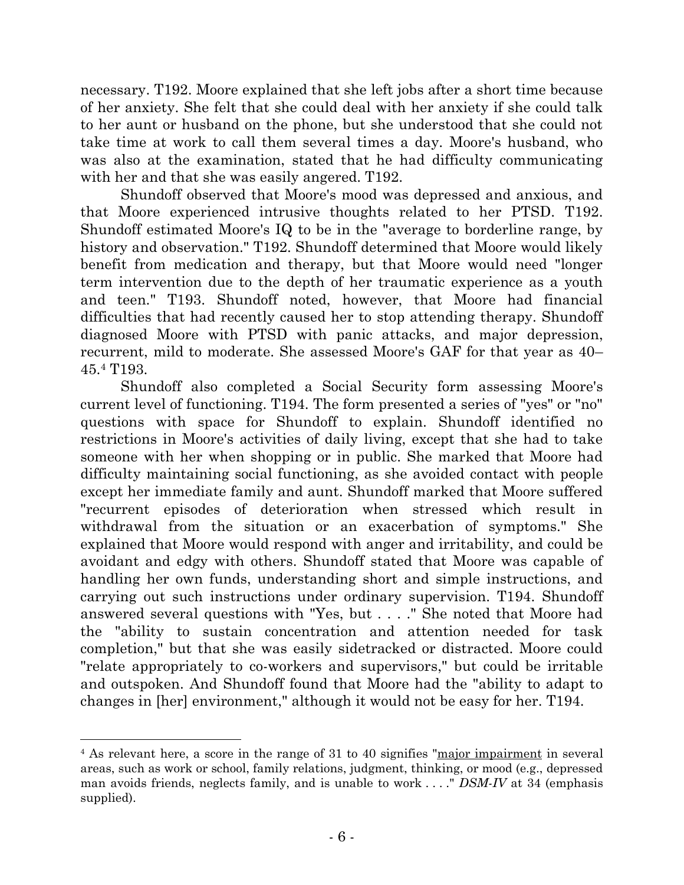necessary. T192. Moore explained that she left jobs after a short time because of her anxiety. She felt that she could deal with her anxiety if she could talk to her aunt or husband on the phone, but she understood that she could not take time at work to call them several times a day. Moore's husband, who was also at the examination, stated that he had difficulty communicating with her and that she was easily angered. T192.

Shundoff observed that Moore's mood was depressed and anxious, and that Moore experienced intrusive thoughts related to her PTSD. T192. Shundoff estimated Moore's IQ to be in the "average to borderline range, by history and observation." T192. Shundoff determined that Moore would likely benefit from medication and therapy, but that Moore would need "longer term intervention due to the depth of her traumatic experience as a youth and teen." T193. Shundoff noted, however, that Moore had financial difficulties that had recently caused her to stop attending therapy. Shundoff diagnosed Moore with PTSD with panic attacks, and major depression, recurrent, mild to moderate. She assessed Moore's GAF for that year as 40–45.[4] T193.

Shundoff also completed a Social Security form assessing Moore's current level of functioning. T194. The form presented a series of "yes" or "no" questions with space for Shundoff to explain. Shundoff identified no restrictions in Moore's activities of daily living, except that she had to take someone with her when shopping or in public. She marked that Moore had difficulty maintaining social functioning, as she avoided contact with people except her immediate family and aunt. Shundoff marked that Moore suffered "recurrent episodes of deterioration when stressed which result in withdrawal from the situation or an exacerbation of symptoms." She explained that Moore would respond with anger and irritability, and could be avoidant and edgy with others. Shundoff stated that Moore was capable of handling her own funds, understanding short and simple instructions, and carrying out such instructions under ordinary supervision. T194. Shundoff answered several questions with "Yes, but . . . ." She noted that Moore had the "ability to sustain concentration and attention needed for task completion," but that she was easily sidetracked or distracted. Moore could "relate appropriately to co-workers and supervisors," but could be irritable and outspoken. And Shundoff found that Moore had the "ability to adapt to changes in [her] environment," although it would not be easy for her. T194.

---

[4] As relevant here, a score in the range of 31 to 40 signifies "major impairment in several areas, such as work or school, family relations, judgment, thinking, or mood (e.g., depressed man avoids friends, neglects family, and is unable to work . . . ." *DSM-IV* at 34 (emphasis supplied).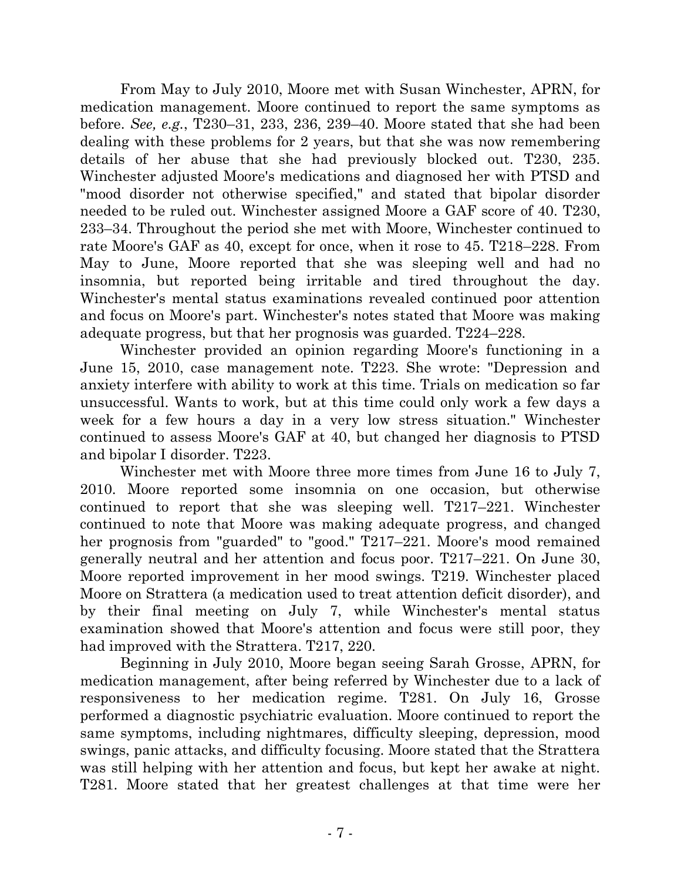From May to July 2010, Moore met with Susan Winchester, APRN, for medication management. Moore continued to report the same symptoms as before. *See, e.g.*, T230–31, 233, 236, 239–40. Moore stated that she had been dealing with these problems for 2 years, but that she was now remembering details of her abuse that she had previously blocked out. T230, 235. Winchester adjusted Moore's medications and diagnosed her with PTSD and "mood disorder not otherwise specified," and stated that bipolar disorder needed to be ruled out. Winchester assigned Moore a GAF score of 40. T230, 233–34. Throughout the period she met with Moore, Winchester continued to rate Moore's GAF as 40, except for once, when it rose to 45. T218–228. From May to June, Moore reported that she was sleeping well and had no insomnia, but reported being irritable and tired throughout the day. Winchester's mental status examinations revealed continued poor attention and focus on Moore's part. Winchester's notes stated that Moore was making adequate progress, but that her prognosis was guarded. T224–228.

Winchester provided an opinion regarding Moore's functioning in a June 15, 2010, case management note. T223. She wrote: "Depression and anxiety interfere with ability to work at this time. Trials on medication so far unsuccessful. Wants to work, but at this time could only work a few days a week for a few hours a day in a very low stress situation." Winchester continued to assess Moore's GAF at 40, but changed her diagnosis to PTSD and bipolar I disorder. T223.

Winchester met with Moore three more times from June 16 to July 7, 2010. Moore reported some insomnia on one occasion, but otherwise continued to report that she was sleeping well. T217–221. Winchester continued to note that Moore was making adequate progress, and changed her prognosis from "guarded" to "good." T217–221. Moore's mood remained generally neutral and her attention and focus poor. T217–221. On June 30, Moore reported improvement in her mood swings. T219. Winchester placed Moore on Strattera (a medication used to treat attention deficit disorder), and by their final meeting on July 7, while Winchester's mental status examination showed that Moore's attention and focus were still poor, they had improved with the Strattera. T217, 220.

Beginning in July 2010, Moore began seeing Sarah Grosse, APRN, for medication management, after being referred by Winchester due to a lack of responsiveness to her medication regime. T281. On July 16, Grosse performed a diagnostic psychiatric evaluation. Moore continued to report the same symptoms, including nightmares, difficulty sleeping, depression, mood swings, panic attacks, and difficulty focusing. Moore stated that the Strattera was still helping with her attention and focus, but kept her awake at night. T281. Moore stated that her greatest challenges at that time were her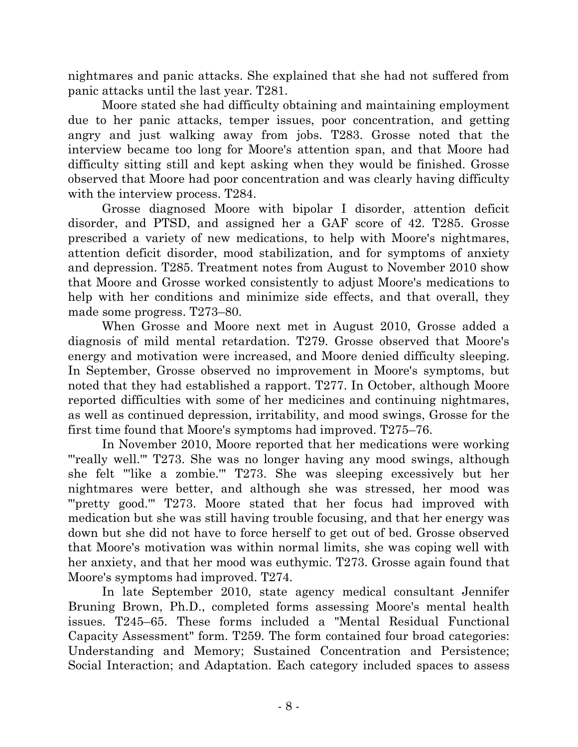nightmares and panic attacks. She explained that she had not suffered from panic attacks until the last year. T281.

Moore stated she had difficulty obtaining and maintaining employment due to her panic attacks, temper issues, poor concentration, and getting angry and just walking away from jobs. T283. Grosse noted that the interview became too long for Moore's attention span, and that Moore had difficulty sitting still and kept asking when they would be finished. Grosse observed that Moore had poor concentration and was clearly having difficulty with the interview process. T284.

Grosse diagnosed Moore with bipolar I disorder, attention deficit disorder, and PTSD, and assigned her a GAF score of 42. T285. Grosse prescribed a variety of new medications, to help with Moore's nightmares, attention deficit disorder, mood stabilization, and for symptoms of anxiety and depression. T285. Treatment notes from August to November 2010 show that Moore and Grosse worked consistently to adjust Moore's medications to help with her conditions and minimize side effects, and that overall, they made some progress. T273–80.

When Grosse and Moore next met in August 2010, Grosse added a diagnosis of mild mental retardation. T279. Grosse observed that Moore's energy and motivation were increased, and Moore denied difficulty sleeping. In September, Grosse observed no improvement in Moore's symptoms, but noted that they had established a rapport. T277. In October, although Moore reported difficulties with some of her medicines and continuing nightmares, as well as continued depression, irritability, and mood swings, Grosse for the first time found that Moore's symptoms had improved. T275–76.

In November 2010, Moore reported that her medications were working "'really well.'" T273. She was no longer having any mood swings, although she felt "'like a zombie.'" T273. She was sleeping excessively but her nightmares were better, and although she was stressed, her mood was "'pretty good.'" T273. Moore stated that her focus had improved with medication but she was still having trouble focusing, and that her energy was down but she did not have to force herself to get out of bed. Grosse observed that Moore's motivation was within normal limits, she was coping well with her anxiety, and that her mood was euthymic. T273. Grosse again found that Moore's symptoms had improved. T274.

In late September 2010, state agency medical consultant Jennifer Bruning Brown, Ph.D., completed forms assessing Moore's mental health issues. T245–65. These forms included a "Mental Residual Functional Capacity Assessment" form. T259. The form contained four broad categories: Understanding and Memory; Sustained Concentration and Persistence; Social Interaction; and Adaptation. Each category included spaces to assess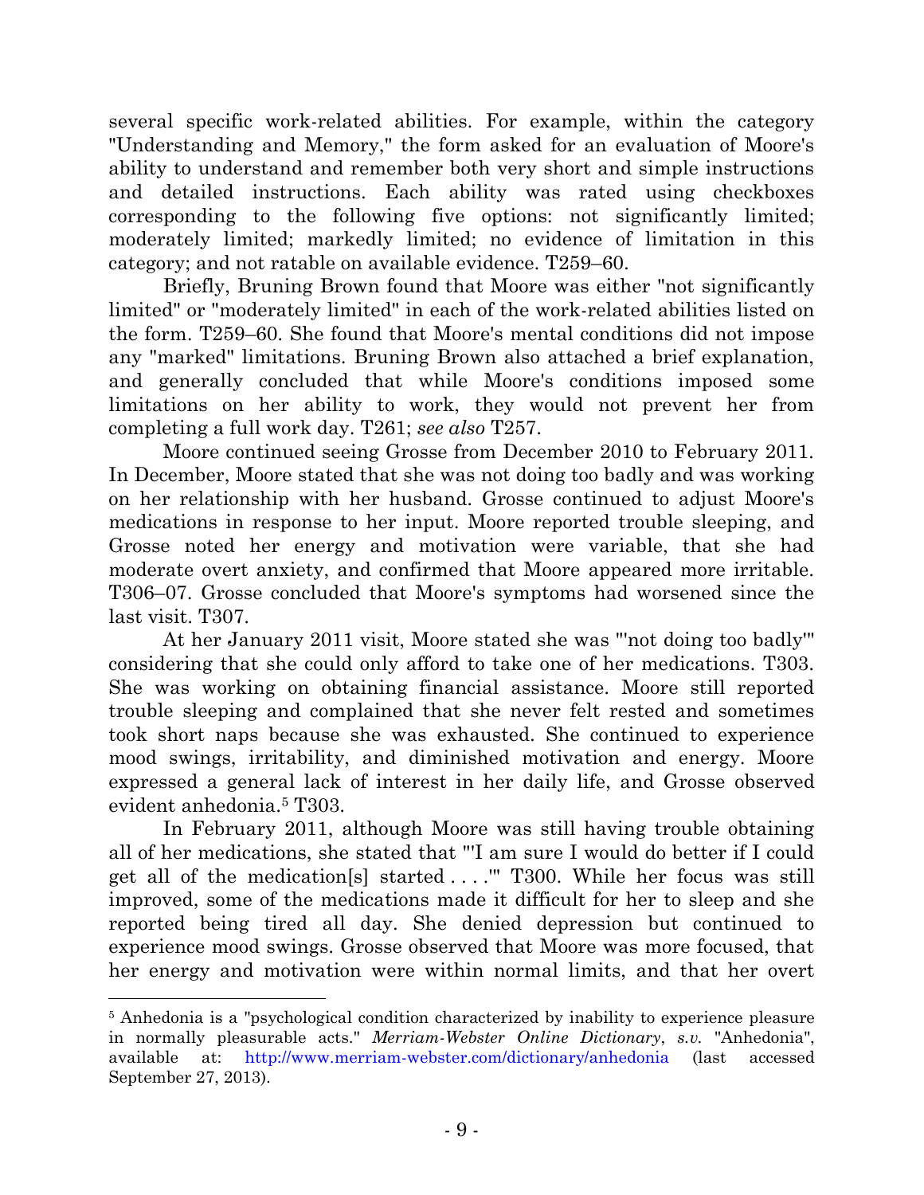several specific work-related abilities. For example, within the category "Understanding and Memory," the form asked for an evaluation of Moore's ability to understand and remember both very short and simple instructions and detailed instructions. Each ability was rated using checkboxes corresponding to the following five options: not significantly limited; moderately limited; markedly limited; no evidence of limitation in this category; and not ratable on available evidence. T259–60.

Briefly, Bruning Brown found that Moore was either "not significantly limited" or "moderately limited" in each of the work-related abilities listed on the form. T259–60. She found that Moore's mental conditions did not impose any "marked" limitations. Bruning Brown also attached a brief explanation, and generally concluded that while Moore's conditions imposed some limitations on her ability to work, they would not prevent her from completing a full work day. T261; *see also* T257.

Moore continued seeing Grosse from December 2010 to February 2011. In December, Moore stated that she was not doing too badly and was working on her relationship with her husband. Grosse continued to adjust Moore's medications in response to her input. Moore reported trouble sleeping, and Grosse noted her energy and motivation were variable, that she had moderate overt anxiety, and confirmed that Moore appeared more irritable. T306–07. Grosse concluded that Moore's symptoms had worsened since the last visit. T307.

At her January 2011 visit, Moore stated she was "'not doing too badly'" considering that she could only afford to take one of her medications. T303. She was working on obtaining financial assistance. Moore still reported trouble sleeping and complained that she never felt rested and sometimes took short naps because she was exhausted. She continued to experience mood swings, irritability, and diminished motivation and energy. Moore expressed a general lack of interest in her daily life, and Grosse observed evident anhedonia.[5] T303.

In February 2011, although Moore was still having trouble obtaining all of her medications, she stated that "'I am sure I would do better if I could get all of the medication[s] started . . . .'" T300. While her focus was still improved, some of the medications made it difficult for her to sleep and she reported being tired all day. She denied depression but continued to experience mood swings. Grosse observed that Moore was more focused, that her energy and motivation were within normal limits, and that her overt

---

[5] Anhedonia is a "psychological condition characterized by inability to experience pleasure in normally pleasurable acts." *Merriam-Webster Online Dictionary*, *s.v.* "Anhedonia", available at: http://www.merriam-webster.com/dictionary/anhedonia (last accessed September 27, 2013).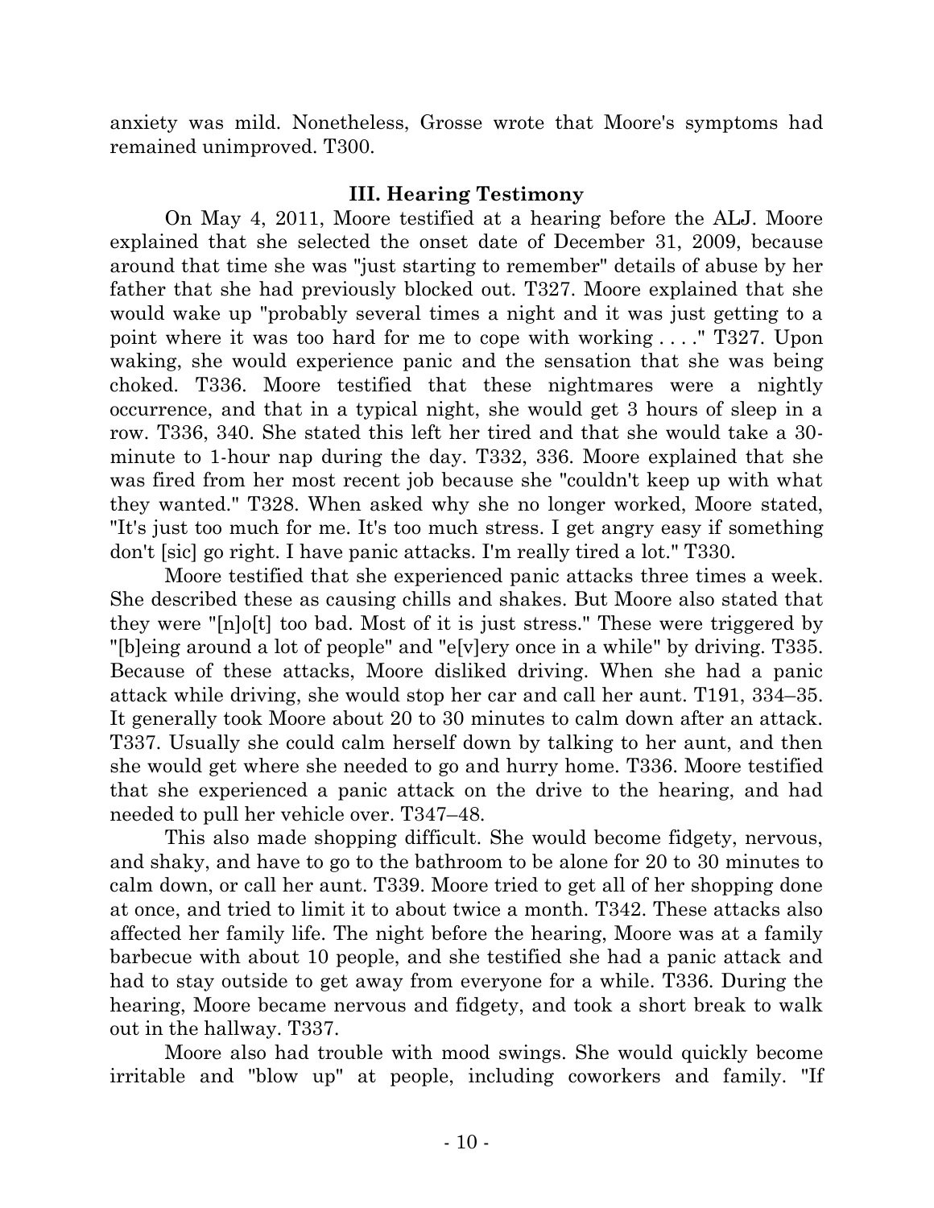anxiety was mild. Nonetheless, Grosse wrote that Moore's symptoms had remained unimproved. T300.

### III. Hearing Testimony

On May 4, 2011, Moore testified at a hearing before the ALJ. Moore explained that she selected the onset date of December 31, 2009, because around that time she was "just starting to remember" details of abuse by her father that she had previously blocked out. T327. Moore explained that she would wake up "probably several times a night and it was just getting to a point where it was too hard for me to cope with working . . . ." T327. Upon waking, she would experience panic and the sensation that she was being choked. T336. Moore testified that these nightmares were a nightly occurrence, and that in a typical night, she would get 3 hours of sleep in a row. T336, 340. She stated this left her tired and that she would take a 30-minute to 1-hour nap during the day. T332, 336. Moore explained that she was fired from her most recent job because she "couldn't keep up with what they wanted." T328. When asked why she no longer worked, Moore stated, "It's just too much for me. It's too much stress. I get angry easy if something don't [sic] go right. I have panic attacks. I'm really tired a lot." T330.

Moore testified that she experienced panic attacks three times a week. She described these as causing chills and shakes. But Moore also stated that they were "[n]o[t] too bad. Most of it is just stress." These were triggered by "[b]eing around a lot of people" and "e[v]ery once in a while" by driving. T335. Because of these attacks, Moore disliked driving. When she had a panic attack while driving, she would stop her car and call her aunt. T191, 334–35. It generally took Moore about 20 to 30 minutes to calm down after an attack. T337. Usually she could calm herself down by talking to her aunt, and then she would get where she needed to go and hurry home. T336. Moore testified that she experienced a panic attack on the drive to the hearing, and had needed to pull her vehicle over. T347–48.

This also made shopping difficult. She would become fidgety, nervous, and shaky, and have to go to the bathroom to be alone for 20 to 30 minutes to calm down, or call her aunt. T339. Moore tried to get all of her shopping done at once, and tried to limit it to about twice a month. T342. These attacks also affected her family life. The night before the hearing, Moore was at a family barbecue with about 10 people, and she testified she had a panic attack and had to stay outside to get away from everyone for a while. T336. During the hearing, Moore became nervous and fidgety, and took a short break to walk out in the hallway. T337.

Moore also had trouble with mood swings. She would quickly become irritable and "blow up" at people, including coworkers and family. "If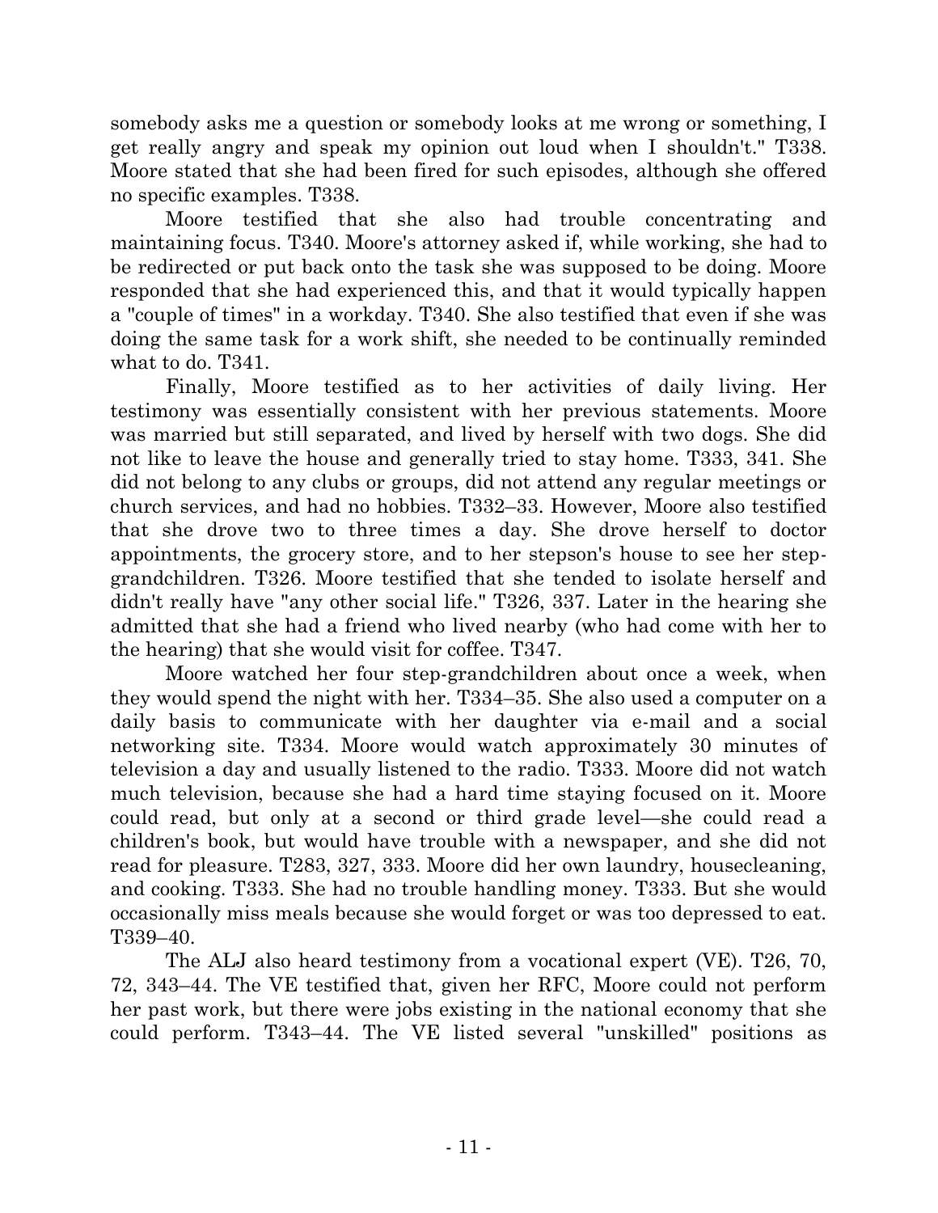somebody asks me a question or somebody looks at me wrong or something, I get really angry and speak my opinion out loud when I shouldn't." T338. Moore stated that she had been fired for such episodes, although she offered no specific examples. T338.

Moore testified that she also had trouble concentrating and maintaining focus. T340. Moore's attorney asked if, while working, she had to be redirected or put back onto the task she was supposed to be doing. Moore responded that she had experienced this, and that it would typically happen a "couple of times" in a workday. T340. She also testified that even if she was doing the same task for a work shift, she needed to be continually reminded what to do. T341.

Finally, Moore testified as to her activities of daily living. Her testimony was essentially consistent with her previous statements. Moore was married but still separated, and lived by herself with two dogs. She did not like to leave the house and generally tried to stay home. T333, 341. She did not belong to any clubs or groups, did not attend any regular meetings or church services, and had no hobbies. T332–33. However, Moore also testified that she drove two to three times a day. She drove herself to doctor appointments, the grocery store, and to her stepson's house to see her step-grandchildren. T326. Moore testified that she tended to isolate herself and didn't really have "any other social life." T326, 337. Later in the hearing she admitted that she had a friend who lived nearby (who had come with her to the hearing) that she would visit for coffee. T347.

Moore watched her four step-grandchildren about once a week, when they would spend the night with her. T334–35. She also used a computer on a daily basis to communicate with her daughter via e-mail and a social networking site. T334. Moore would watch approximately 30 minutes of television a day and usually listened to the radio. T333. Moore did not watch much television, because she had a hard time staying focused on it. Moore could read, but only at a second or third grade level—she could read a children's book, but would have trouble with a newspaper, and she did not read for pleasure. T283, 327, 333. Moore did her own laundry, housecleaning, and cooking. T333. She had no trouble handling money. T333. But she would occasionally miss meals because she would forget or was too depressed to eat. T339–40.

The ALJ also heard testimony from a vocational expert (VE). T26, 70, 72, 343–44. The VE testified that, given her RFC, Moore could not perform her past work, but there were jobs existing in the national economy that she could perform. T343–44. The VE listed several "unskilled" positions as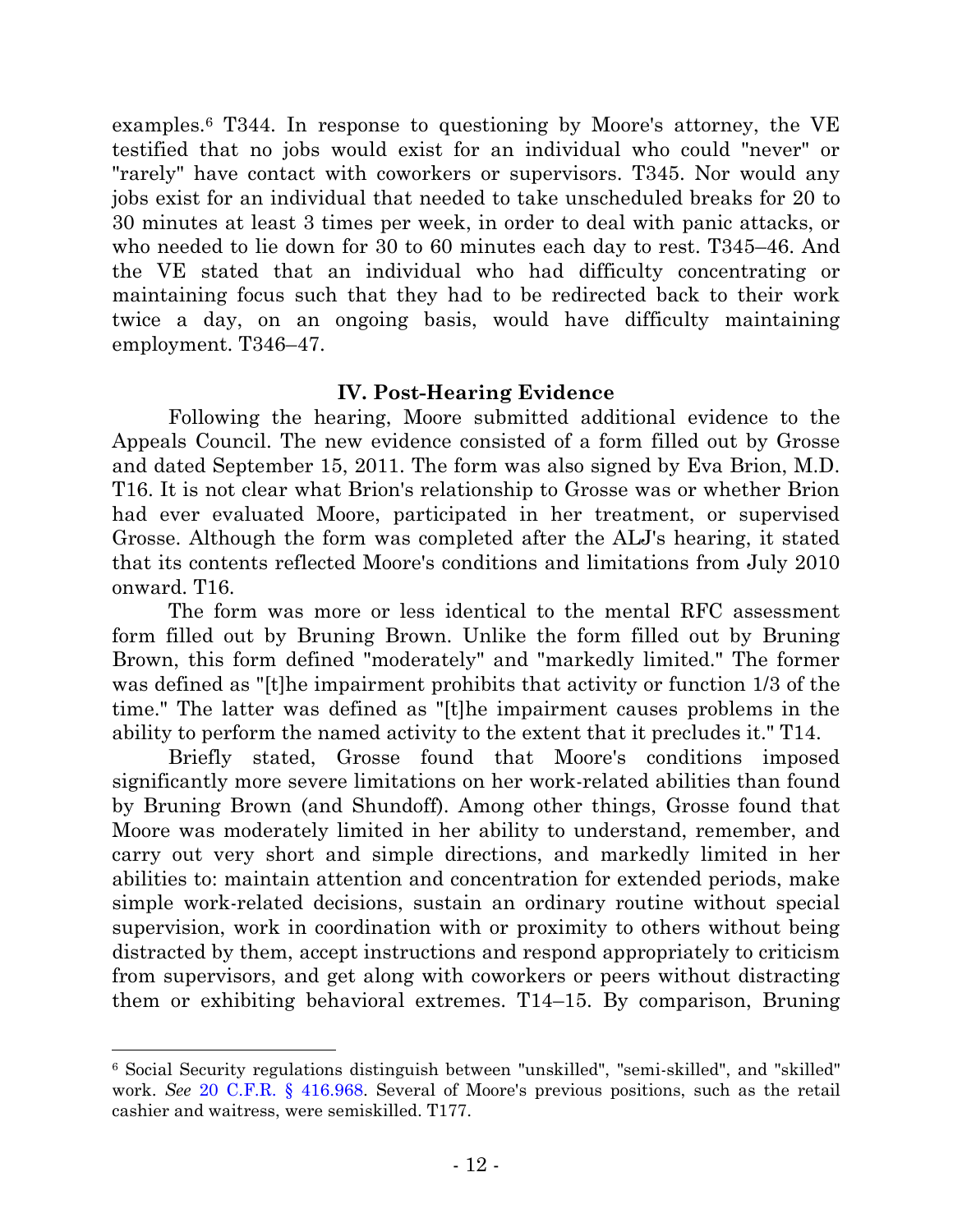examples.[6] T344. In response to questioning by Moore's attorney, the VE testified that no jobs would exist for an individual who could "never" or "rarely" have contact with coworkers or supervisors. T345. Nor would any jobs exist for an individual that needed to take unscheduled breaks for 20 to 30 minutes at least 3 times per week, in order to deal with panic attacks, or who needed to lie down for 30 to 60 minutes each day to rest. T345–46. And the VE stated that an individual who had difficulty concentrating or maintaining focus such that they had to be redirected back to their work twice a day, on an ongoing basis, would have difficulty maintaining employment. T346–47.

## IV. Post-Hearing Evidence

Following the hearing, Moore submitted additional evidence to the Appeals Council. The new evidence consisted of a form filled out by Grosse and dated September 15, 2011. The form was also signed by Eva Brion, M.D. T16. It is not clear what Brion's relationship to Grosse was or whether Brion had ever evaluated Moore, participated in her treatment, or supervised Grosse. Although the form was completed after the ALJ's hearing, it stated that its contents reflected Moore's conditions and limitations from July 2010 onward. T16.

The form was more or less identical to the mental RFC assessment form filled out by Bruning Brown. Unlike the form filled out by Bruning Brown, this form defined "moderately" and "markedly limited." The former was defined as "[t]he impairment prohibits that activity or function 1/3 of the time." The latter was defined as "[t]he impairment causes problems in the ability to perform the named activity to the extent that it precludes it." T14.

Briefly stated, Grosse found that Moore's conditions imposed significantly more severe limitations on her work-related abilities than found by Bruning Brown (and Shundoff). Among other things, Grosse found that Moore was moderately limited in her ability to understand, remember, and carry out very short and simple directions, and markedly limited in her abilities to: maintain attention and concentration for extended periods, make simple work-related decisions, sustain an ordinary routine without special supervision, work in coordination with or proximity to others without being distracted by them, accept instructions and respond appropriately to criticism from supervisors, and get along with coworkers or peers without distracting them or exhibiting behavioral extremes. T14–15. By comparison, Bruning

---

[6] Social Security regulations distinguish between "unskilled", "semi-skilled", and "skilled" work. *See* 20 C.F.R. § 416.968. Several of Moore's previous positions, such as the retail cashier and waitress, were semiskilled. T177.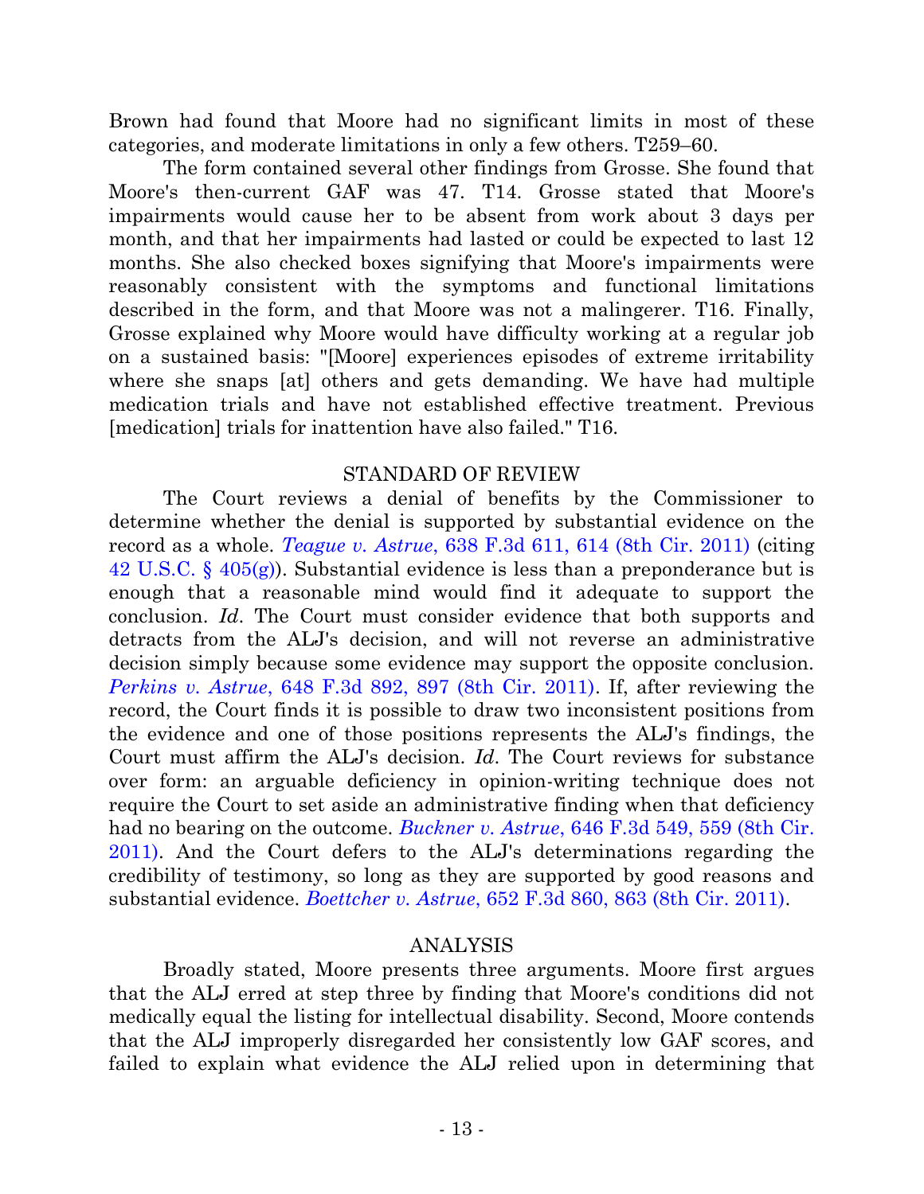Brown had found that Moore had no significant limits in most of these categories, and moderate limitations in only a few others. T259–60.

The form contained several other findings from Grosse. She found that Moore's then-current GAF was 47. T14. Grosse stated that Moore's impairments would cause her to be absent from work about 3 days per month, and that her impairments had lasted or could be expected to last 12 months. She also checked boxes signifying that Moore's impairments were reasonably consistent with the symptoms and functional limitations described in the form, and that Moore was not a malingerer. T16. Finally, Grosse explained why Moore would have difficulty working at a regular job on a sustained basis: "[Moore] experiences episodes of extreme irritability where she snaps [at] others and gets demanding. We have had multiple medication trials and have not established effective treatment. Previous [medication] trials for inattention have also failed." T16.

## STANDARD OF REVIEW

The Court reviews a denial of benefits by the Commissioner to determine whether the denial is supported by substantial evidence on the record as a whole. *Teague v. Astrue*, 638 F.3d 611, 614 (8th Cir. 2011) (citing 42 U.S.C. § 405(g)). Substantial evidence is less than a preponderance but is enough that a reasonable mind would find it adequate to support the conclusion. *Id*. The Court must consider evidence that both supports and detracts from the ALJ's decision, and will not reverse an administrative decision simply because some evidence may support the opposite conclusion. *Perkins v. Astrue*, 648 F.3d 892, 897 (8th Cir. 2011). If, after reviewing the record, the Court finds it is possible to draw two inconsistent positions from the evidence and one of those positions represents the ALJ's findings, the Court must affirm the ALJ's decision. *Id*. The Court reviews for substance over form: an arguable deficiency in opinion-writing technique does not require the Court to set aside an administrative finding when that deficiency had no bearing on the outcome. *Buckner v. Astrue*, 646 F.3d 549, 559 (8th Cir. 2011). And the Court defers to the ALJ's determinations regarding the credibility of testimony, so long as they are supported by good reasons and substantial evidence. *Boettcher v. Astrue*, 652 F.3d 860, 863 (8th Cir. 2011).

## ANALYSIS

Broadly stated, Moore presents three arguments. Moore first argues that the ALJ erred at step three by finding that Moore's conditions did not medically equal the listing for intellectual disability. Second, Moore contends that the ALJ improperly disregarded her consistently low GAF scores, and failed to explain what evidence the ALJ relied upon in determining that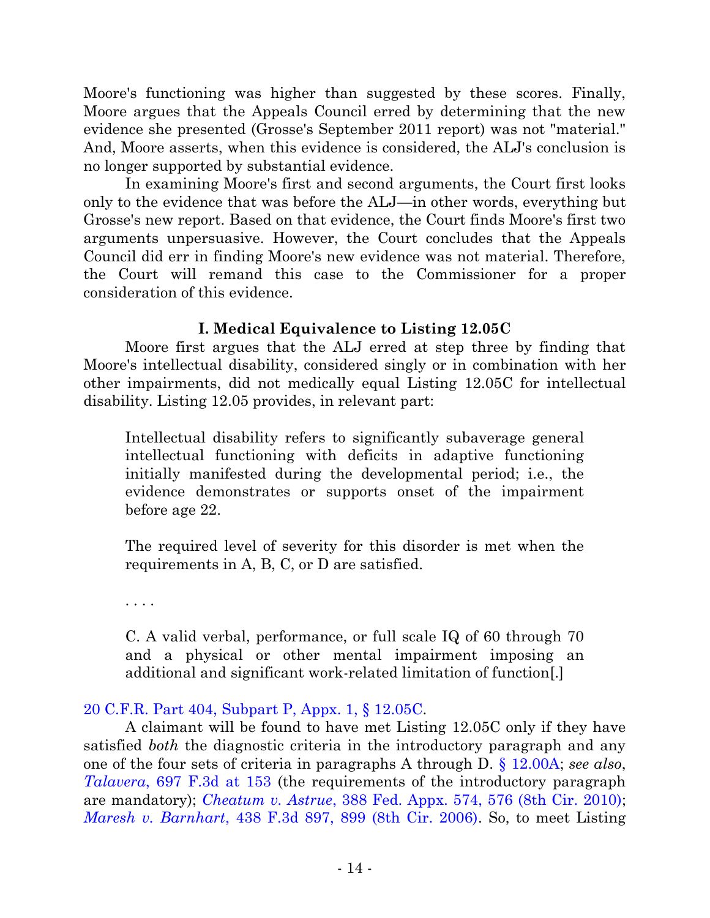Moore's functioning was higher than suggested by these scores. Finally, Moore argues that the Appeals Council erred by determining that the new evidence she presented (Grosse's September 2011 report) was not "material." And, Moore asserts, when this evidence is considered, the ALJ's conclusion is no longer supported by substantial evidence.

In examining Moore's first and second arguments, the Court first looks only to the evidence that was before the ALJ—in other words, everything but Grosse's new report. Based on that evidence, the Court finds Moore's first two arguments unpersuasive. However, the Court concludes that the Appeals Council did err in finding Moore's new evidence was not material. Therefore, the Court will remand this case to the Commissioner for a proper consideration of this evidence.

### I. Medical Equivalence to Listing 12.05C

Moore first argues that the ALJ erred at step three by finding that Moore's intellectual disability, considered singly or in combination with her other impairments, did not medically equal Listing 12.05C for intellectual disability. Listing 12.05 provides, in relevant part:

> Intellectual disability refers to significantly subaverage general intellectual functioning with deficits in adaptive functioning initially manifested during the developmental period; i.e., the evidence demonstrates or supports onset of the impairment before age 22.
>
> The required level of severity for this disorder is met when the requirements in A, B, C, or D are satisfied.
>
> . . . .
>
> C. A valid verbal, performance, or full scale IQ of 60 through 70 and a physical or other mental impairment imposing an additional and significant work-related limitation of function[.]

20 C.F.R. Part 404, Subpart P, Appx. 1, § 12.05C.

A claimant will be found to have met Listing 12.05C only if they have satisfied *both* the diagnostic criteria in the introductory paragraph and any one of the four sets of criteria in paragraphs A through D. § 12.00A; *see also*, *Talavera*, 697 F.3d at 153 (the requirements of the introductory paragraph are mandatory); *Cheatum v. Astrue*, 388 Fed. Appx. 574, 576 (8th Cir. 2010); *Maresh v. Barnhart*, 438 F.3d 897, 899 (8th Cir. 2006). So, to meet Listing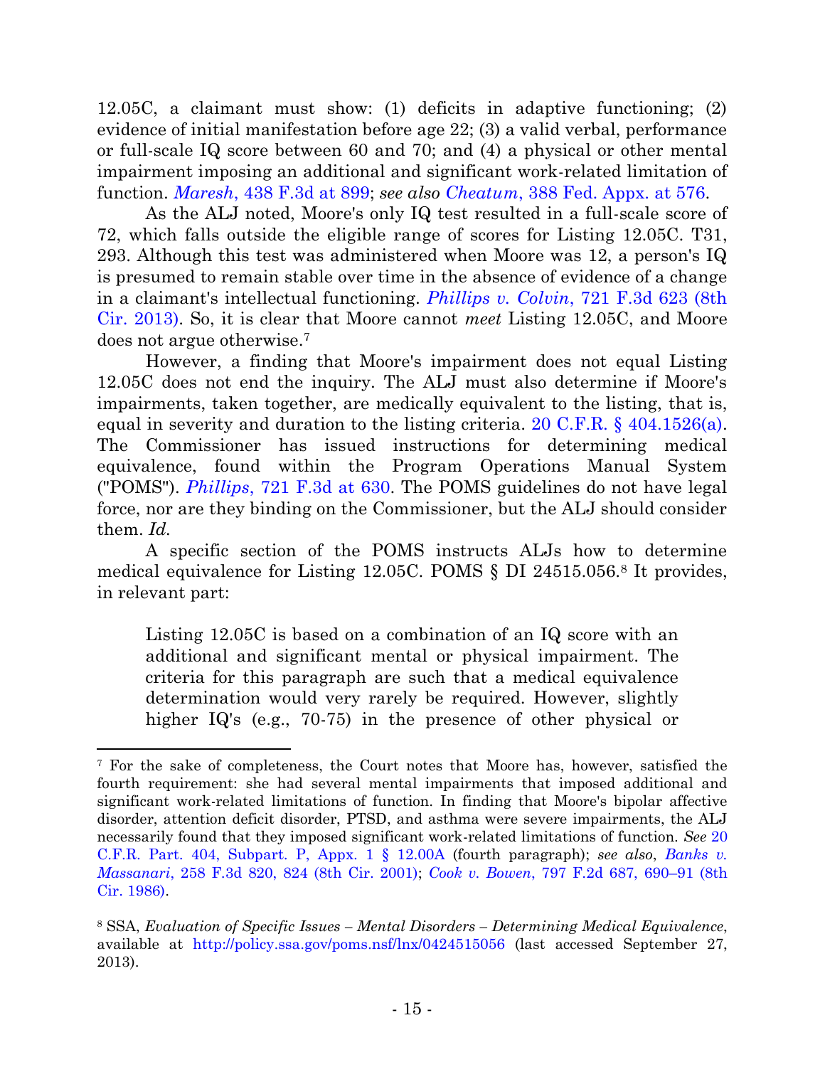12.05C, a claimant must show: (1) deficits in adaptive functioning; (2) evidence of initial manifestation before age 22; (3) a valid verbal, performance or full-scale IQ score between 60 and 70; and (4) a physical or other mental impairment imposing an additional and significant work-related limitation of function. *Maresh*, 438 F.3d at 899; *see also Cheatum*, 388 Fed. Appx. at 576.

As the ALJ noted, Moore's only IQ test resulted in a full-scale score of 72, which falls outside the eligible range of scores for Listing 12.05C. T31, 293. Although this test was administered when Moore was 12, a person's IQ is presumed to remain stable over time in the absence of evidence of a change in a claimant's intellectual functioning. *Phillips v. Colvin*, 721 F.3d 623 (8th Cir. 2013). So, it is clear that Moore cannot *meet* Listing 12.05C, and Moore does not argue otherwise.[7]

However, a finding that Moore's impairment does not equal Listing 12.05C does not end the inquiry. The ALJ must also determine if Moore's impairments, taken together, are medically equivalent to the listing, that is, equal in severity and duration to the listing criteria. 20 C.F.R. § 404.1526(a). The Commissioner has issued instructions for determining medical equivalence, found within the Program Operations Manual System ("POMS"). *Phillips*, 721 F.3d at 630. The POMS guidelines do not have legal force, nor are they binding on the Commissioner, but the ALJ should consider them. *Id.*

A specific section of the POMS instructs ALJs how to determine medical equivalence for Listing 12.05C. POMS § DI 24515.056.[8] It provides, in relevant part:

> Listing 12.05C is based on a combination of an IQ score with an additional and significant mental or physical impairment. The criteria for this paragraph are such that a medical equivalence determination would very rarely be required. However, slightly higher IQ's (e.g., 70-75) in the presence of other physical or

---

[7] For the sake of completeness, the Court notes that Moore has, however, satisfied the fourth requirement: she had several mental impairments that imposed additional and significant work-related limitations of function. In finding that Moore's bipolar affective disorder, attention deficit disorder, PTSD, and asthma were severe impairments, the ALJ necessarily found that they imposed significant work-related limitations of function. *See* 20 C.F.R. Part. 404, Subpart. P, Appx. 1 § 12.00A (fourth paragraph); *see also*, *Banks v. Massanari*, 258 F.3d 820, 824 (8th Cir. 2001); *Cook v. Bowen*, 797 F.2d 687, 690–91 (8th Cir. 1986).

[8] SSA, *Evaluation of Specific Issues – Mental Disorders – Determining Medical Equivalence*, available at http://policy.ssa.gov/poms.nsf/lnx/0424515056 (last accessed September 27, 2013).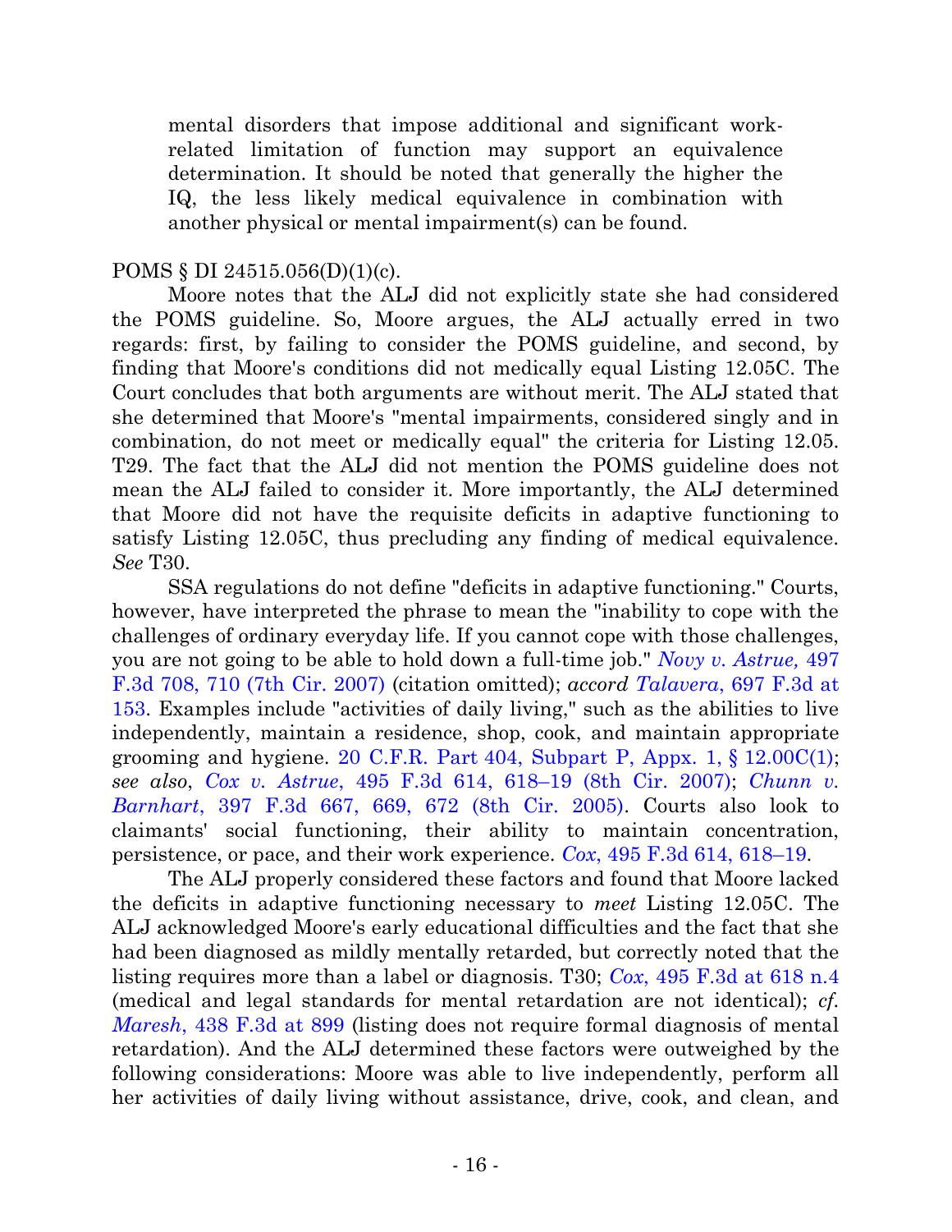> mental disorders that impose additional and significant work-related limitation of function may support an equivalence determination. It should be noted that generally the higher the IQ, the less likely medical equivalence in combination with another physical or mental impairment(s) can be found.

POMS § DI 24515.056(D)(1)(c).

Moore notes that the ALJ did not explicitly state she had considered the POMS guideline. So, Moore argues, the ALJ actually erred in two regards: first, by failing to consider the POMS guideline, and second, by finding that Moore's conditions did not medically equal Listing 12.05C. The Court concludes that both arguments are without merit. The ALJ stated that she determined that Moore's "mental impairments, considered singly and in combination, do not meet or medically equal" the criteria for Listing 12.05. T29. The fact that the ALJ did not mention the POMS guideline does not mean the ALJ failed to consider it. More importantly, the ALJ determined that Moore did not have the requisite deficits in adaptive functioning to satisfy Listing 12.05C, thus precluding any finding of medical equivalence. *See* T30.

SSA regulations do not define "deficits in adaptive functioning." Courts, however, have interpreted the phrase to mean the "inability to cope with the challenges of ordinary everyday life. If you cannot cope with those challenges, you are not going to be able to hold down a full-time job." *Novy v. Astrue*, 497 F.3d 708, 710 (7th Cir. 2007) (citation omitted); *accord Talavera*, 697 F.3d at 153. Examples include "activities of daily living," such as the abilities to live independently, maintain a residence, shop, cook, and maintain appropriate grooming and hygiene. 20 C.F.R. Part 404, Subpart P, Appx. 1, § 12.00C(1); *see also*, *Cox v. Astrue*, 495 F.3d 614, 618–19 (8th Cir. 2007); *Chunn v. Barnhart*, 397 F.3d 667, 669, 672 (8th Cir. 2005). Courts also look to claimants' social functioning, their ability to maintain concentration, persistence, or pace, and their work experience. *Cox*, 495 F.3d 614, 618–19.

The ALJ properly considered these factors and found that Moore lacked the deficits in adaptive functioning necessary to *meet* Listing 12.05C. The ALJ acknowledged Moore's early educational difficulties and the fact that she had been diagnosed as mildly mentally retarded, but correctly noted that the listing requires more than a label or diagnosis. T30; *Cox*, 495 F.3d at 618 n.4 (medical and legal standards for mental retardation are not identical); *cf. Maresh*, 438 F.3d at 899 (listing does not require formal diagnosis of mental retardation). And the ALJ determined these factors were outweighed by the following considerations: Moore was able to live independently, perform all her activities of daily living without assistance, drive, cook, and clean, and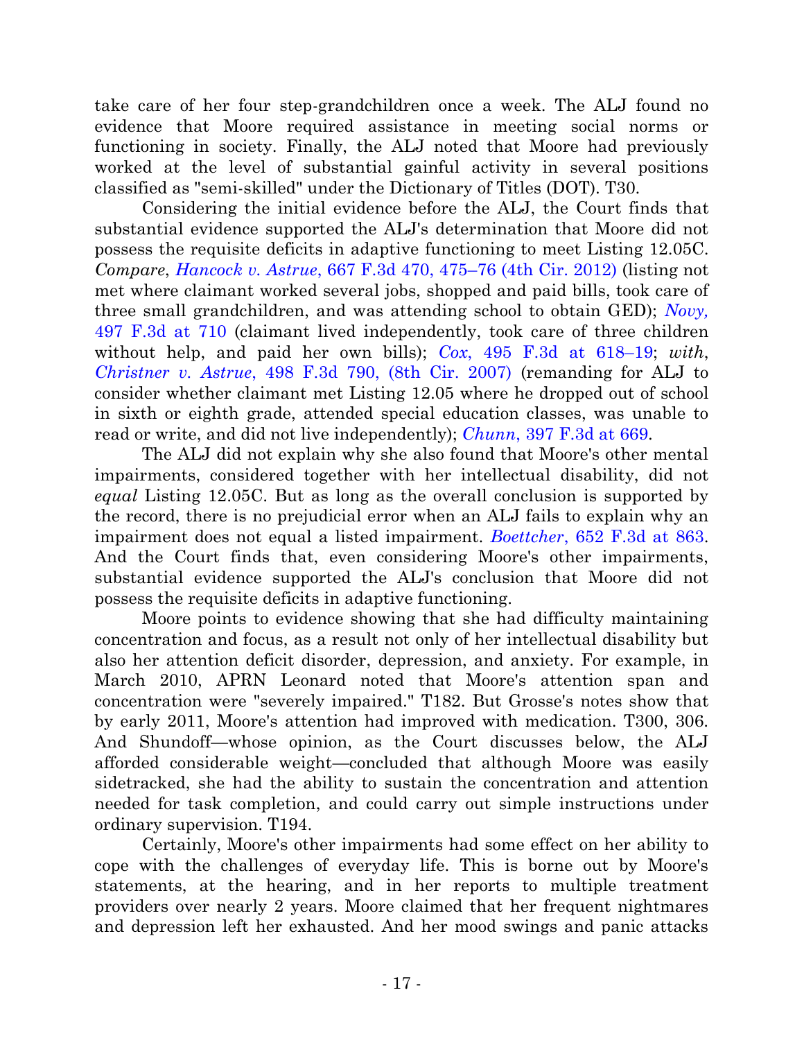take care of her four step-grandchildren once a week. The ALJ found no evidence that Moore required assistance in meeting social norms or functioning in society. Finally, the ALJ noted that Moore had previously worked at the level of substantial gainful activity in several positions classified as "semi-skilled" under the Dictionary of Titles (DOT). T30.

Considering the initial evidence before the ALJ, the Court finds that substantial evidence supported the ALJ's determination that Moore did not possess the requisite deficits in adaptive functioning to meet Listing 12.05C. *Compare*, *Hancock v. Astrue*, 667 F.3d 470, 475–76 (4th Cir. 2012) (listing not met where claimant worked several jobs, shopped and paid bills, took care of three small grandchildren, and was attending school to obtain GED); *Novy,* 497 F.3d at 710 (claimant lived independently, took care of three children without help, and paid her own bills); *Cox,* 495 F.3d at 618–19; *with*, *Christner v. Astrue*, 498 F.3d 790, (8th Cir. 2007) (remanding for ALJ to consider whether claimant met Listing 12.05 where he dropped out of school in sixth or eighth grade, attended special education classes, was unable to read or write, and did not live independently); *Chunn*, 397 F.3d at 669.

The ALJ did not explain why she also found that Moore's other mental impairments, considered together with her intellectual disability, did not *equal* Listing 12.05C. But as long as the overall conclusion is supported by the record, there is no prejudicial error when an ALJ fails to explain why an impairment does not equal a listed impairment. *Boettcher*, 652 F.3d at 863. And the Court finds that, even considering Moore's other impairments, substantial evidence supported the ALJ's conclusion that Moore did not possess the requisite deficits in adaptive functioning.

Moore points to evidence showing that she had difficulty maintaining concentration and focus, as a result not only of her intellectual disability but also her attention deficit disorder, depression, and anxiety. For example, in March 2010, APRN Leonard noted that Moore's attention span and concentration were "severely impaired." T182. But Grosse's notes show that by early 2011, Moore's attention had improved with medication. T300, 306. And Shundoff—whose opinion, as the Court discusses below, the ALJ afforded considerable weight—concluded that although Moore was easily sidetracked, she had the ability to sustain the concentration and attention needed for task completion, and could carry out simple instructions under ordinary supervision. T194.

Certainly, Moore's other impairments had some effect on her ability to cope with the challenges of everyday life. This is borne out by Moore's statements, at the hearing, and in her reports to multiple treatment providers over nearly 2 years. Moore claimed that her frequent nightmares and depression left her exhausted. And her mood swings and panic attacks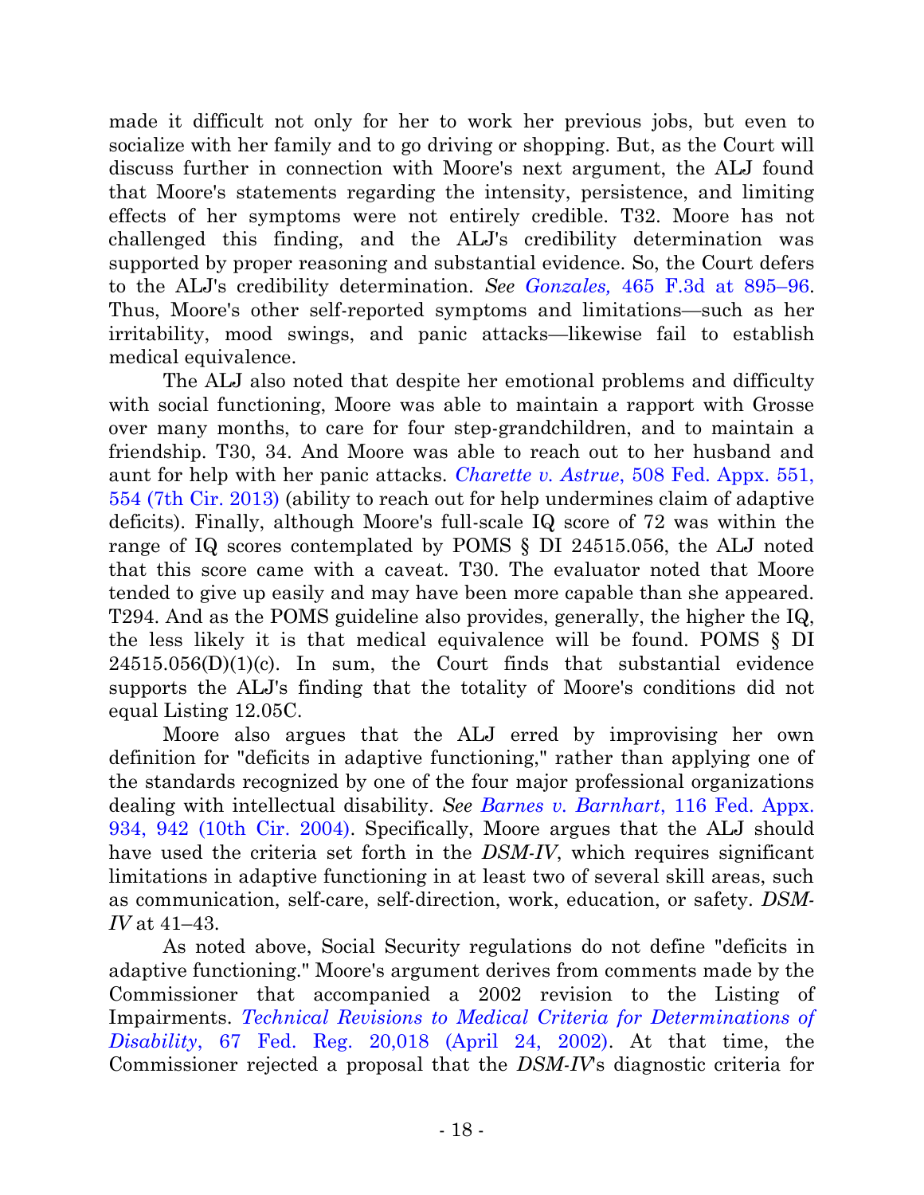made it difficult not only for her to work her previous jobs, but even to socialize with her family and to go driving or shopping. But, as the Court will discuss further in connection with Moore's next argument, the ALJ found that Moore's statements regarding the intensity, persistence, and limiting effects of her symptoms were not entirely credible. T32. Moore has not challenged this finding, and the ALJ's credibility determination was supported by proper reasoning and substantial evidence. So, the Court defers to the ALJ's credibility determination. *See Gonzales,* 465 F.3d at 895–96. Thus, Moore's other self-reported symptoms and limitations—such as her irritability, mood swings, and panic attacks—likewise fail to establish medical equivalence.

The ALJ also noted that despite her emotional problems and difficulty with social functioning, Moore was able to maintain a rapport with Grosse over many months, to care for four step-grandchildren, and to maintain a friendship. T30, 34. And Moore was able to reach out to her husband and aunt for help with her panic attacks. *Charette v. Astrue*, 508 Fed. Appx. 551, 554 (7th Cir. 2013) (ability to reach out for help undermines claim of adaptive deficits). Finally, although Moore's full-scale IQ score of 72 was within the range of IQ scores contemplated by POMS § DI 24515.056, the ALJ noted that this score came with a caveat. T30. The evaluator noted that Moore tended to give up easily and may have been more capable than she appeared. T294. And as the POMS guideline also provides, generally, the higher the IQ, the less likely it is that medical equivalence will be found. POMS § DI 24515.056(D)(1)(c). In sum, the Court finds that substantial evidence supports the ALJ's finding that the totality of Moore's conditions did not equal Listing 12.05C.

Moore also argues that the ALJ erred by improvising her own definition for "deficits in adaptive functioning," rather than applying one of the standards recognized by one of the four major professional organizations dealing with intellectual disability. *See Barnes v. Barnhart*, 116 Fed. Appx. 934, 942 (10th Cir. 2004). Specifically, Moore argues that the ALJ should have used the criteria set forth in the *DSM-IV*, which requires significant limitations in adaptive functioning in at least two of several skill areas, such as communication, self-care, self-direction, work, education, or safety. *DSM-IV* at 41–43.

As noted above, Social Security regulations do not define "deficits in adaptive functioning." Moore's argument derives from comments made by the Commissioner that accompanied a 2002 revision to the Listing of Impairments. *Technical Revisions to Medical Criteria for Determinations of Disability*, 67 Fed. Reg. 20,018 (April 24, 2002). At that time, the Commissioner rejected a proposal that the *DSM-IV*'s diagnostic criteria for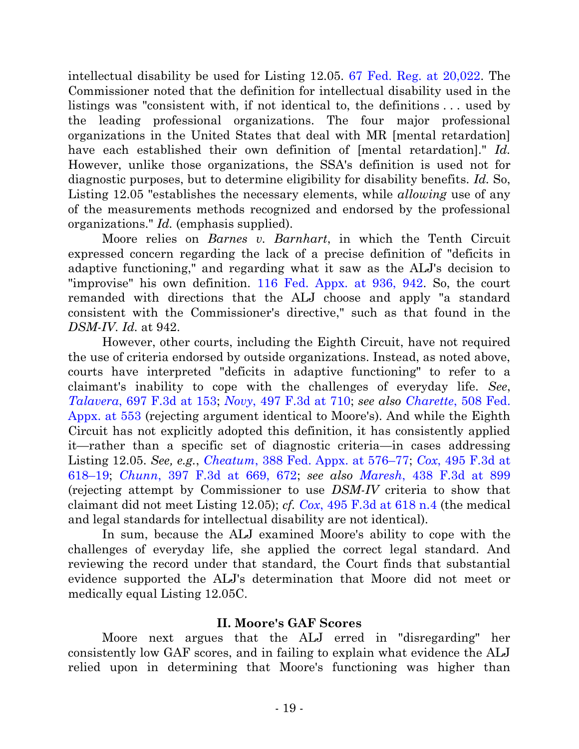intellectual disability be used for Listing 12.05. 67 Fed. Reg. at 20,022. The Commissioner noted that the definition for intellectual disability used in the listings was "consistent with, if not identical to, the definitions . . . used by the leading professional organizations. The four major professional organizations in the United States that deal with MR [mental retardation] have each established their own definition of [mental retardation]." *Id.* However, unlike those organizations, the SSA's definition is used not for diagnostic purposes, but to determine eligibility for disability benefits. *Id.* So, Listing 12.05 "establishes the necessary elements, while *allowing* use of any of the measurements methods recognized and endorsed by the professional organizations." *Id.* (emphasis supplied).

Moore relies on *Barnes v. Barnhart*, in which the Tenth Circuit expressed concern regarding the lack of a precise definition of "deficits in adaptive functioning," and regarding what it saw as the ALJ's decision to "improvise" his own definition. 116 Fed. Appx. at 936, 942. So, the court remanded with directions that the ALJ choose and apply "a standard consistent with the Commissioner's directive," such as that found in the *DSM-IV*. *Id.* at 942.

However, other courts, including the Eighth Circuit, have not required the use of criteria endorsed by outside organizations. Instead, as noted above, courts have interpreted "deficits in adaptive functioning" to refer to a claimant's inability to cope with the challenges of everyday life. *See*, *Talavera*, 697 F.3d at 153; *Novy*, 497 F.3d at 710; *see also Charette*, 508 Fed. Appx. at 553 (rejecting argument identical to Moore's). And while the Eighth Circuit has not explicitly adopted this definition, it has consistently applied it—rather than a specific set of diagnostic criteria—in cases addressing Listing 12.05. *See, e.g.*, *Cheatum*, 388 Fed. Appx. at 576–77; *Cox*, 495 F.3d at 618–19; *Chunn*, 397 F.3d at 669, 672; *see also Maresh*, 438 F.3d at 899 (rejecting attempt by Commissioner to use *DSM-IV* criteria to show that claimant did not meet Listing 12.05); *cf. Cox*, 495 F.3d at 618 n.4 (the medical and legal standards for intellectual disability are not identical).

In sum, because the ALJ examined Moore's ability to cope with the challenges of everyday life, she applied the correct legal standard. And reviewing the record under that standard, the Court finds that substantial evidence supported the ALJ's determination that Moore did not meet or medically equal Listing 12.05C.

## II. Moore's GAF Scores

Moore next argues that the ALJ erred in "disregarding" her consistently low GAF scores, and in failing to explain what evidence the ALJ relied upon in determining that Moore's functioning was higher than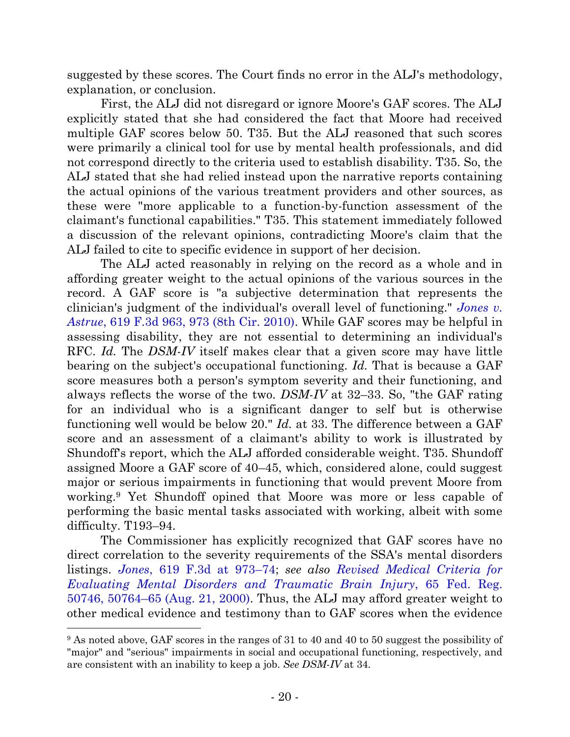suggested by these scores. The Court finds no error in the ALJ's methodology, explanation, or conclusion.

First, the ALJ did not disregard or ignore Moore's GAF scores. The ALJ explicitly stated that she had considered the fact that Moore had received multiple GAF scores below 50. T35. But the ALJ reasoned that such scores were primarily a clinical tool for use by mental health professionals, and did not correspond directly to the criteria used to establish disability. T35. So, the ALJ stated that she had relied instead upon the narrative reports containing the actual opinions of the various treatment providers and other sources, as these were "more applicable to a function-by-function assessment of the claimant's functional capabilities." T35. This statement immediately followed a discussion of the relevant opinions, contradicting Moore's claim that the ALJ failed to cite to specific evidence in support of her decision.

The ALJ acted reasonably in relying on the record as a whole and in affording greater weight to the actual opinions of the various sources in the record. A GAF score is "a subjective determination that represents the clinician's judgment of the individual's overall level of functioning." *Jones v. Astrue*, 619 F.3d 963, 973 (8th Cir. 2010). While GAF scores may be helpful in assessing disability, they are not essential to determining an individual's RFC. *Id.* The *DSM-IV* itself makes clear that a given score may have little bearing on the subject's occupational functioning. *Id.* That is because a GAF score measures both a person's symptom severity and their functioning, and always reflects the worse of the two. *DSM-IV* at 32–33. So, "the GAF rating for an individual who is a significant danger to self but is otherwise functioning well would be below 20." *Id.* at 33. The difference between a GAF score and an assessment of a claimant's ability to work is illustrated by Shundoff's report, which the ALJ afforded considerable weight. T35. Shundoff assigned Moore a GAF score of 40–45, which, considered alone, could suggest major or serious impairments in functioning that would prevent Moore from working.[9] Yet Shundoff opined that Moore was more or less capable of performing the basic mental tasks associated with working, albeit with some difficulty. T193–94.

The Commissioner has explicitly recognized that GAF scores have no direct correlation to the severity requirements of the SSA's mental disorders listings. *Jones*, 619 F.3d at 973–74; *see also Revised Medical Criteria for Evaluating Mental Disorders and Traumatic Brain Injury*, 65 Fed. Reg. 50746, 50764–65 (Aug. 21, 2000). Thus, the ALJ may afford greater weight to other medical evidence and testimony than to GAF scores when the evidence

[9] As noted above, GAF scores in the ranges of 31 to 40 and 40 to 50 suggest the possibility of "major" and "serious" impairments in social and occupational functioning, respectively, and are consistent with an inability to keep a job. *See DSM-IV* at 34.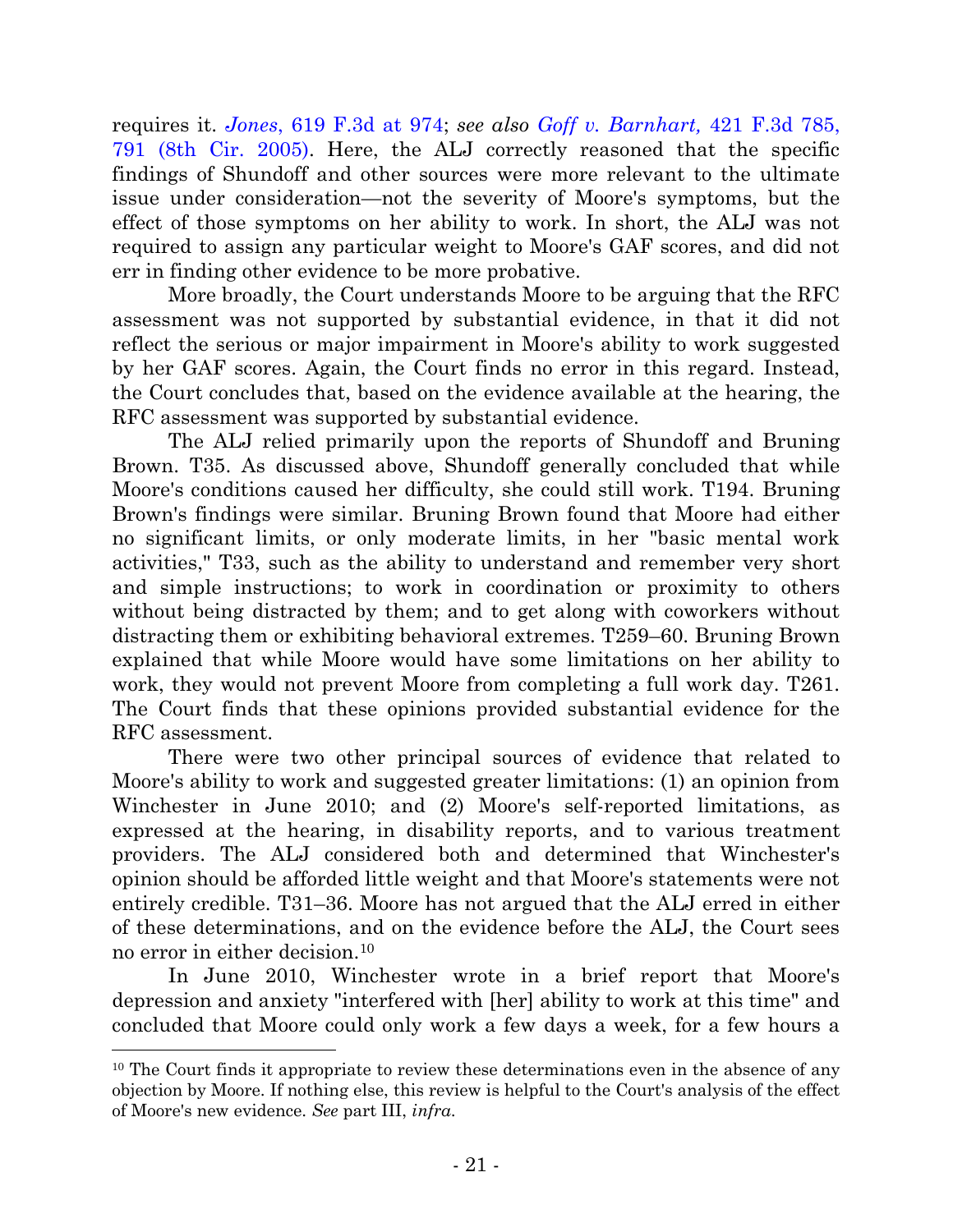requires it. *Jones*, 619 F.3d at 974; *see also Goff v. Barnhart,* 421 F.3d 785, 791 (8th Cir. 2005). Here, the ALJ correctly reasoned that the specific findings of Shundoff and other sources were more relevant to the ultimate issue under consideration—not the severity of Moore's symptoms, but the effect of those symptoms on her ability to work. In short, the ALJ was not required to assign any particular weight to Moore's GAF scores, and did not err in finding other evidence to be more probative.

More broadly, the Court understands Moore to be arguing that the RFC assessment was not supported by substantial evidence, in that it did not reflect the serious or major impairment in Moore's ability to work suggested by her GAF scores. Again, the Court finds no error in this regard. Instead, the Court concludes that, based on the evidence available at the hearing, the RFC assessment was supported by substantial evidence.

The ALJ relied primarily upon the reports of Shundoff and Bruning Brown. T35. As discussed above, Shundoff generally concluded that while Moore's conditions caused her difficulty, she could still work. T194. Bruning Brown's findings were similar. Bruning Brown found that Moore had either no significant limits, or only moderate limits, in her "basic mental work activities," T33, such as the ability to understand and remember very short and simple instructions; to work in coordination or proximity to others without being distracted by them; and to get along with coworkers without distracting them or exhibiting behavioral extremes. T259–60. Bruning Brown explained that while Moore would have some limitations on her ability to work, they would not prevent Moore from completing a full work day. T261. The Court finds that these opinions provided substantial evidence for the RFC assessment.

There were two other principal sources of evidence that related to Moore's ability to work and suggested greater limitations: (1) an opinion from Winchester in June 2010; and (2) Moore's self-reported limitations, as expressed at the hearing, in disability reports, and to various treatment providers. The ALJ considered both and determined that Winchester's opinion should be afforded little weight and that Moore's statements were not entirely credible. T31–36. Moore has not argued that the ALJ erred in either of these determinations, and on the evidence before the ALJ, the Court sees no error in either decision.[10]

In June 2010, Winchester wrote in a brief report that Moore's depression and anxiety "interfered with [her] ability to work at this time" and concluded that Moore could only work a few days a week, for a few hours a

[10] The Court finds it appropriate to review these determinations even in the absence of any objection by Moore. If nothing else, this review is helpful to the Court's analysis of the effect of Moore's new evidence. *See* part III, *infra*.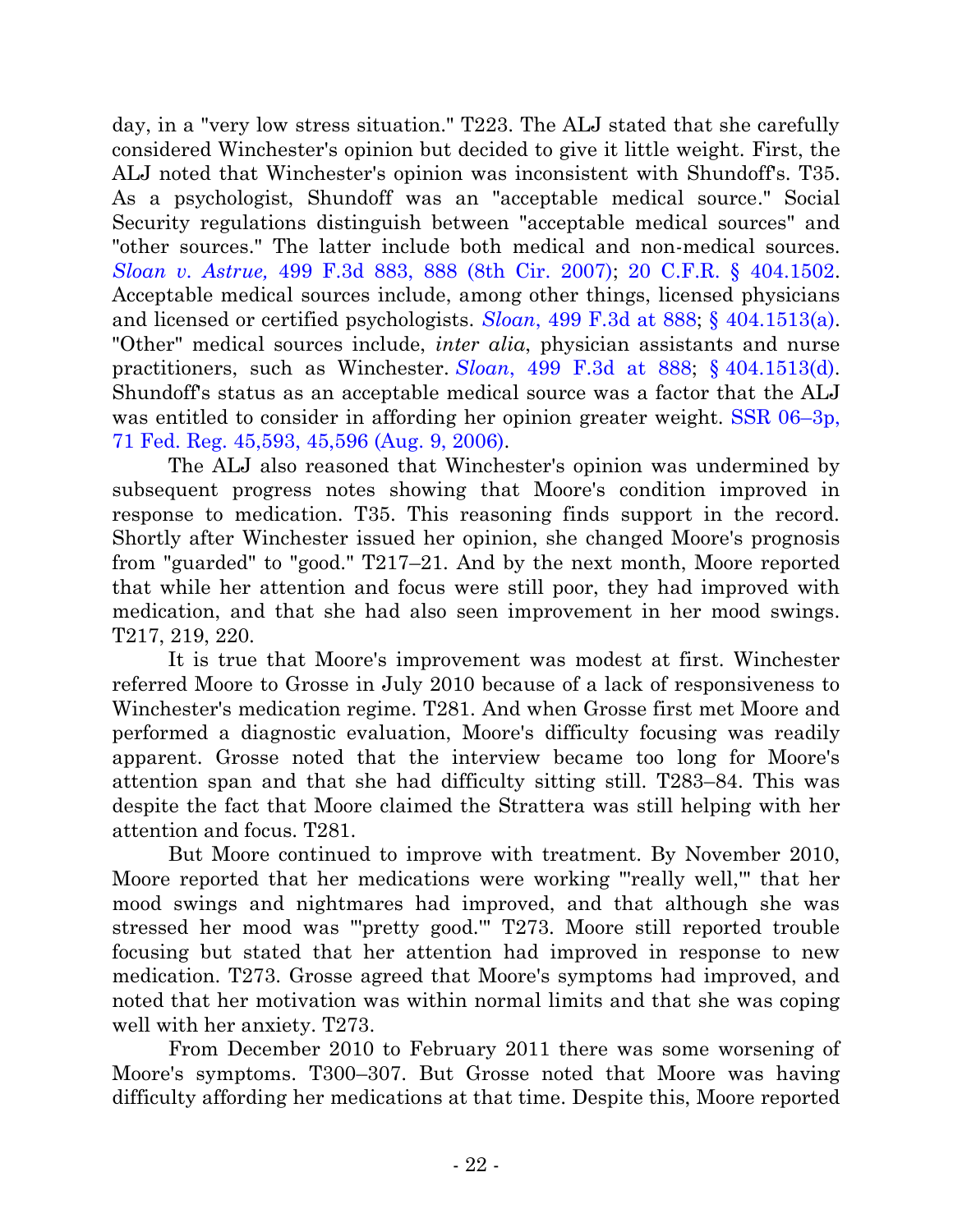day, in a "very low stress situation." T223. The ALJ stated that she carefully considered Winchester's opinion but decided to give it little weight. First, the ALJ noted that Winchester's opinion was inconsistent with Shundoff's. T35. As a psychologist, Shundoff was an "acceptable medical source." Social Security regulations distinguish between "acceptable medical sources" and "other sources." The latter include both medical and non-medical sources. *Sloan v. Astrue,* 499 F.3d 883, 888 (8th Cir. 2007); 20 C.F.R. § 404.1502. Acceptable medical sources include, among other things, licensed physicians and licensed or certified psychologists. *Sloan*, 499 F.3d at 888; § 404.1513(a). "Other" medical sources include, *inter alia*, physician assistants and nurse practitioners, such as Winchester. *Sloan*, 499 F.3d at 888; § 404.1513(d). Shundoff's status as an acceptable medical source was a factor that the ALJ was entitled to consider in affording her opinion greater weight. SSR 06–3p, 71 Fed. Reg. 45,593, 45,596 (Aug. 9, 2006).

The ALJ also reasoned that Winchester's opinion was undermined by subsequent progress notes showing that Moore's condition improved in response to medication. T35. This reasoning finds support in the record. Shortly after Winchester issued her opinion, she changed Moore's prognosis from "guarded" to "good." T217–21. And by the next month, Moore reported that while her attention and focus were still poor, they had improved with medication, and that she had also seen improvement in her mood swings. T217, 219, 220.

It is true that Moore's improvement was modest at first. Winchester referred Moore to Grosse in July 2010 because of a lack of responsiveness to Winchester's medication regime. T281. And when Grosse first met Moore and performed a diagnostic evaluation, Moore's difficulty focusing was readily apparent. Grosse noted that the interview became too long for Moore's attention span and that she had difficulty sitting still. T283–84. This was despite the fact that Moore claimed the Strattera was still helping with her attention and focus. T281.

But Moore continued to improve with treatment. By November 2010, Moore reported that her medications were working "'really well,'" that her mood swings and nightmares had improved, and that although she was stressed her mood was "'pretty good.'" T273. Moore still reported trouble focusing but stated that her attention had improved in response to new medication. T273. Grosse agreed that Moore's symptoms had improved, and noted that her motivation was within normal limits and that she was coping well with her anxiety. T273.

From December 2010 to February 2011 there was some worsening of Moore's symptoms. T300–307. But Grosse noted that Moore was having difficulty affording her medications at that time. Despite this, Moore reported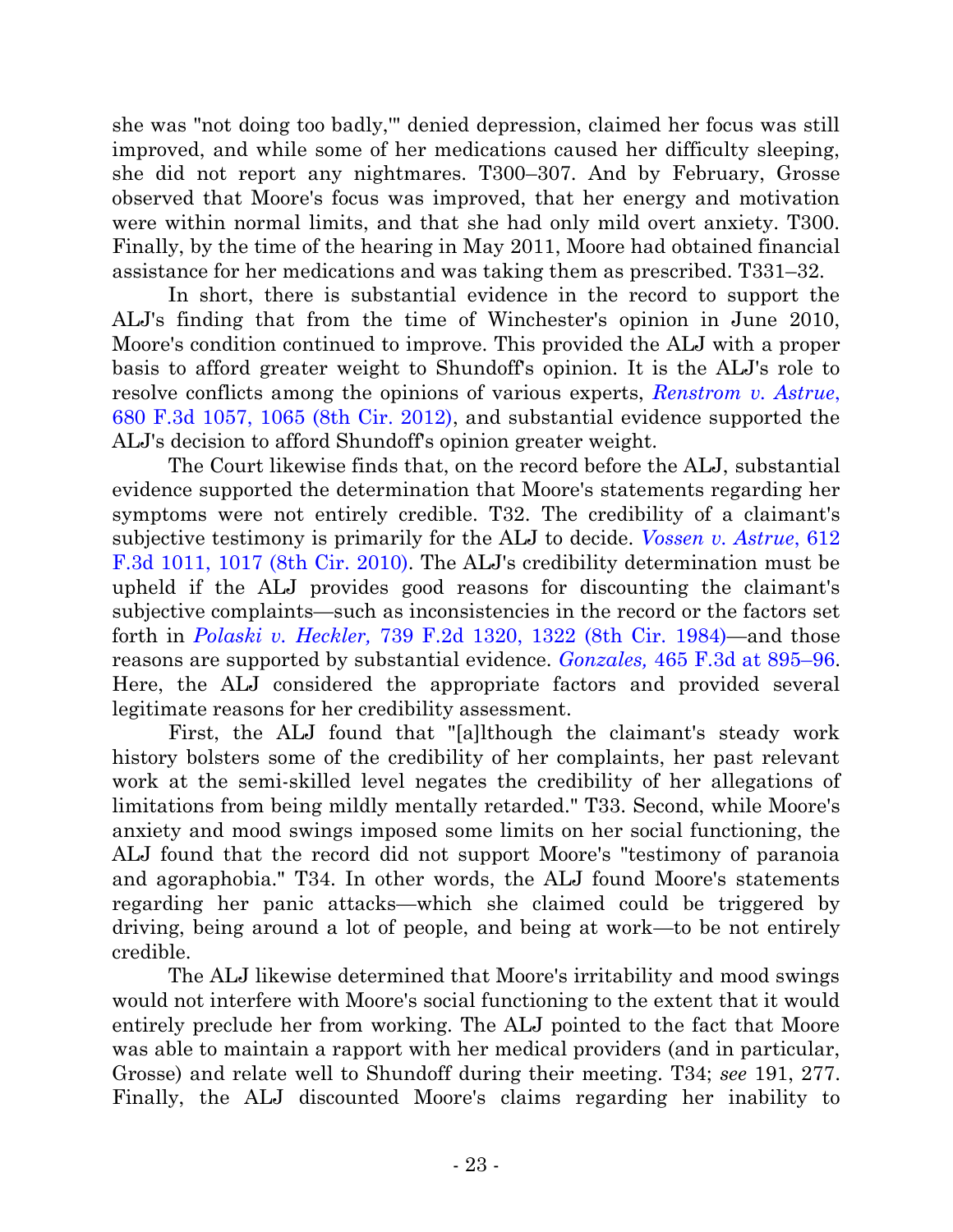she was "not doing too badly,'" denied depression, claimed her focus was still improved, and while some of her medications caused her difficulty sleeping, she did not report any nightmares. T300–307. And by February, Grosse observed that Moore's focus was improved, that her energy and motivation were within normal limits, and that she had only mild overt anxiety. T300. Finally, by the time of the hearing in May 2011, Moore had obtained financial assistance for her medications and was taking them as prescribed. T331–32.

In short, there is substantial evidence in the record to support the ALJ's finding that from the time of Winchester's opinion in June 2010, Moore's condition continued to improve. This provided the ALJ with a proper basis to afford greater weight to Shundoff's opinion. It is the ALJ's role to resolve conflicts among the opinions of various experts, *Renstrom v. Astrue*, 680 F.3d 1057, 1065 (8th Cir. 2012), and substantial evidence supported the ALJ's decision to afford Shundoff's opinion greater weight.

The Court likewise finds that, on the record before the ALJ, substantial evidence supported the determination that Moore's statements regarding her symptoms were not entirely credible. T32. The credibility of a claimant's subjective testimony is primarily for the ALJ to decide. *Vossen v. Astrue*, 612 F.3d 1011, 1017 (8th Cir. 2010). The ALJ's credibility determination must be upheld if the ALJ provides good reasons for discounting the claimant's subjective complaints—such as inconsistencies in the record or the factors set forth in *Polaski v. Heckler,* 739 F.2d 1320, 1322 (8th Cir. 1984)—and those reasons are supported by substantial evidence. *Gonzales,* 465 F.3d at 895–96. Here, the ALJ considered the appropriate factors and provided several legitimate reasons for her credibility assessment.

First, the ALJ found that "[a]lthough the claimant's steady work history bolsters some of the credibility of her complaints, her past relevant work at the semi-skilled level negates the credibility of her allegations of limitations from being mildly mentally retarded." T33. Second, while Moore's anxiety and mood swings imposed some limits on her social functioning, the ALJ found that the record did not support Moore's "testimony of paranoia and agoraphobia." T34. In other words, the ALJ found Moore's statements regarding her panic attacks—which she claimed could be triggered by driving, being around a lot of people, and being at work—to be not entirely credible.

The ALJ likewise determined that Moore's irritability and mood swings would not interfere with Moore's social functioning to the extent that it would entirely preclude her from working. The ALJ pointed to the fact that Moore was able to maintain a rapport with her medical providers (and in particular, Grosse) and relate well to Shundoff during their meeting. T34; *see* 191, 277. Finally, the ALJ discounted Moore's claims regarding her inability to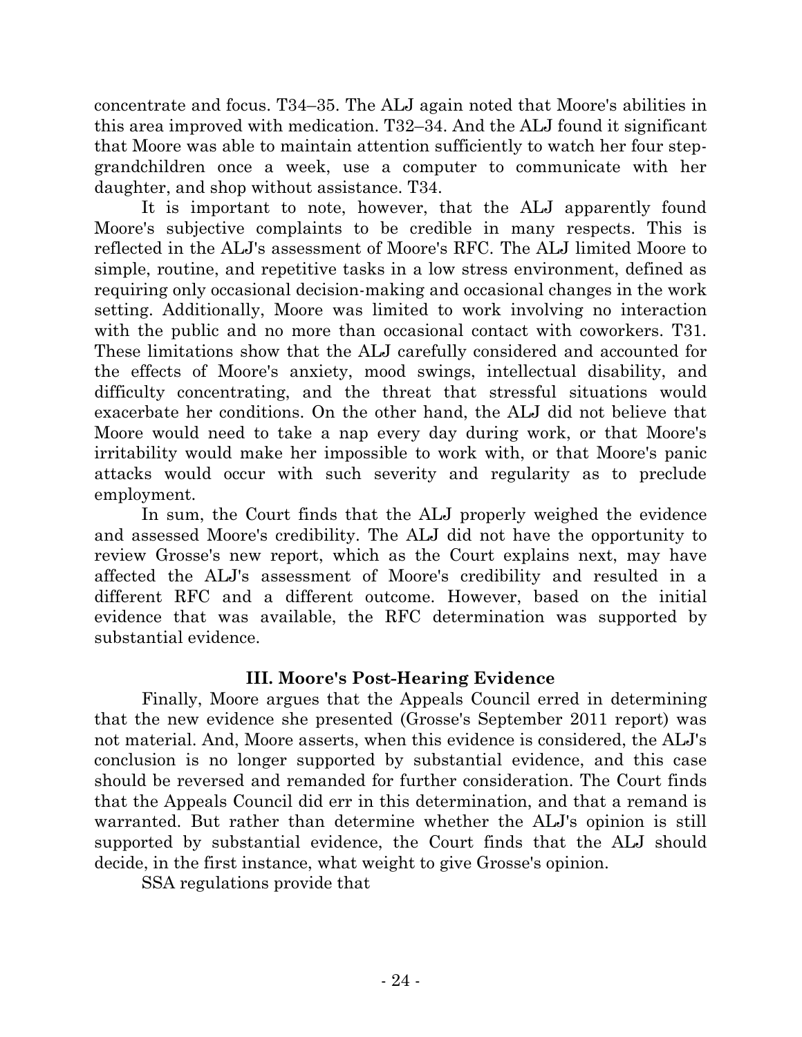concentrate and focus. T34–35. The ALJ again noted that Moore's abilities in this area improved with medication. T32–34. And the ALJ found it significant that Moore was able to maintain attention sufficiently to watch her four step-grandchildren once a week, use a computer to communicate with her daughter, and shop without assistance. T34.

It is important to note, however, that the ALJ apparently found Moore's subjective complaints to be credible in many respects. This is reflected in the ALJ's assessment of Moore's RFC. The ALJ limited Moore to simple, routine, and repetitive tasks in a low stress environment, defined as requiring only occasional decision-making and occasional changes in the work setting. Additionally, Moore was limited to work involving no interaction with the public and no more than occasional contact with coworkers. T31. These limitations show that the ALJ carefully considered and accounted for the effects of Moore's anxiety, mood swings, intellectual disability, and difficulty concentrating, and the threat that stressful situations would exacerbate her conditions. On the other hand, the ALJ did not believe that Moore would need to take a nap every day during work, or that Moore's irritability would make her impossible to work with, or that Moore's panic attacks would occur with such severity and regularity as to preclude employment.

In sum, the Court finds that the ALJ properly weighed the evidence and assessed Moore's credibility. The ALJ did not have the opportunity to review Grosse's new report, which as the Court explains next, may have affected the ALJ's assessment of Moore's credibility and resulted in a different RFC and a different outcome. However, based on the initial evidence that was available, the RFC determination was supported by substantial evidence.

## III. Moore's Post-Hearing Evidence

Finally, Moore argues that the Appeals Council erred in determining that the new evidence she presented (Grosse's September 2011 report) was not material. And, Moore asserts, when this evidence is considered, the ALJ's conclusion is no longer supported by substantial evidence, and this case should be reversed and remanded for further consideration. The Court finds that the Appeals Council did err in this determination, and that a remand is warranted. But rather than determine whether the ALJ's opinion is still supported by substantial evidence, the Court finds that the ALJ should decide, in the first instance, what weight to give Grosse's opinion.

SSA regulations provide that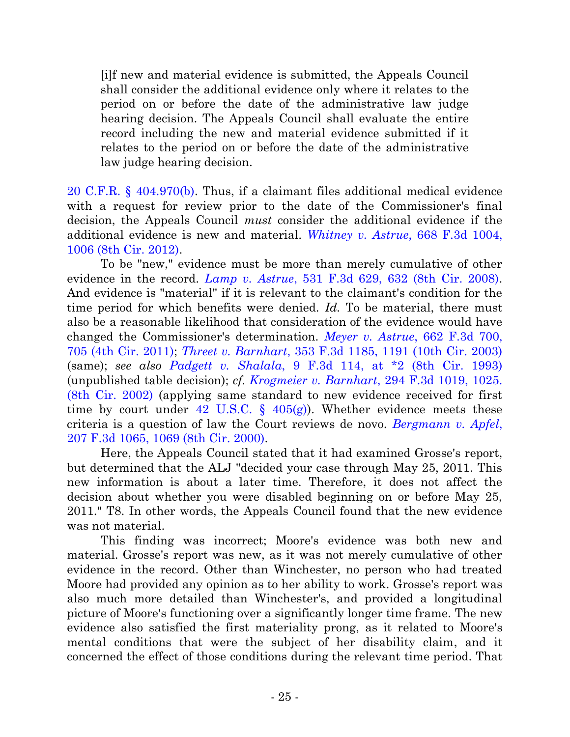> [i]f new and material evidence is submitted, the Appeals Council shall consider the additional evidence only where it relates to the period on or before the date of the administrative law judge hearing decision. The Appeals Council shall evaluate the entire record including the new and material evidence submitted if it relates to the period on or before the date of the administrative law judge hearing decision.

20 C.F.R. § 404.970(b). Thus, if a claimant files additional medical evidence with a request for review prior to the date of the Commissioner's final decision, the Appeals Council *must* consider the additional evidence if the additional evidence is new and material. *Whitney v. Astrue*, 668 F.3d 1004, 1006 (8th Cir. 2012).

To be "new," evidence must be more than merely cumulative of other evidence in the record. *Lamp v. Astrue*, 531 F.3d 629, 632 (8th Cir. 2008). And evidence is "material" if it is relevant to the claimant's condition for the time period for which benefits were denied. *Id.* To be material, there must also be a reasonable likelihood that consideration of the evidence would have changed the Commissioner's determination. *Meyer v. Astrue*, 662 F.3d 700, 705 (4th Cir. 2011); *Threet v. Barnhart*, 353 F.3d 1185, 1191 (10th Cir. 2003) (same); *see also Padgett v. Shalala*, 9 F.3d 114, at *2 (8th Cir. 1993) (unpublished table decision); *cf. Krogmeier v. Barnhart*, 294 F.3d 1019, 1025. (8th Cir. 2002) (applying same standard to new evidence received for first time by court under 42 U.S.C. § 405(g)). Whether evidence meets these criteria is a question of law the Court reviews de novo. *Bergmann v. Apfel*, 207 F.3d 1065, 1069 (8th Cir. 2000).

Here, the Appeals Council stated that it had examined Grosse's report, but determined that the ALJ "decided your case through May 25, 2011. This new information is about a later time. Therefore, it does not affect the decision about whether you were disabled beginning on or before May 25, 2011." T8. In other words, the Appeals Council found that the new evidence was not material.

This finding was incorrect; Moore's evidence was both new and material. Grosse's report was new, as it was not merely cumulative of other evidence in the record. Other than Winchester, no person who had treated Moore had provided any opinion as to her ability to work. Grosse's report was also much more detailed than Winchester's, and provided a longitudinal picture of Moore's functioning over a significantly longer time frame. The new evidence also satisfied the first materiality prong, as it related to Moore's mental conditions that were the subject of her disability claim, and it concerned the effect of those conditions during the relevant time period. That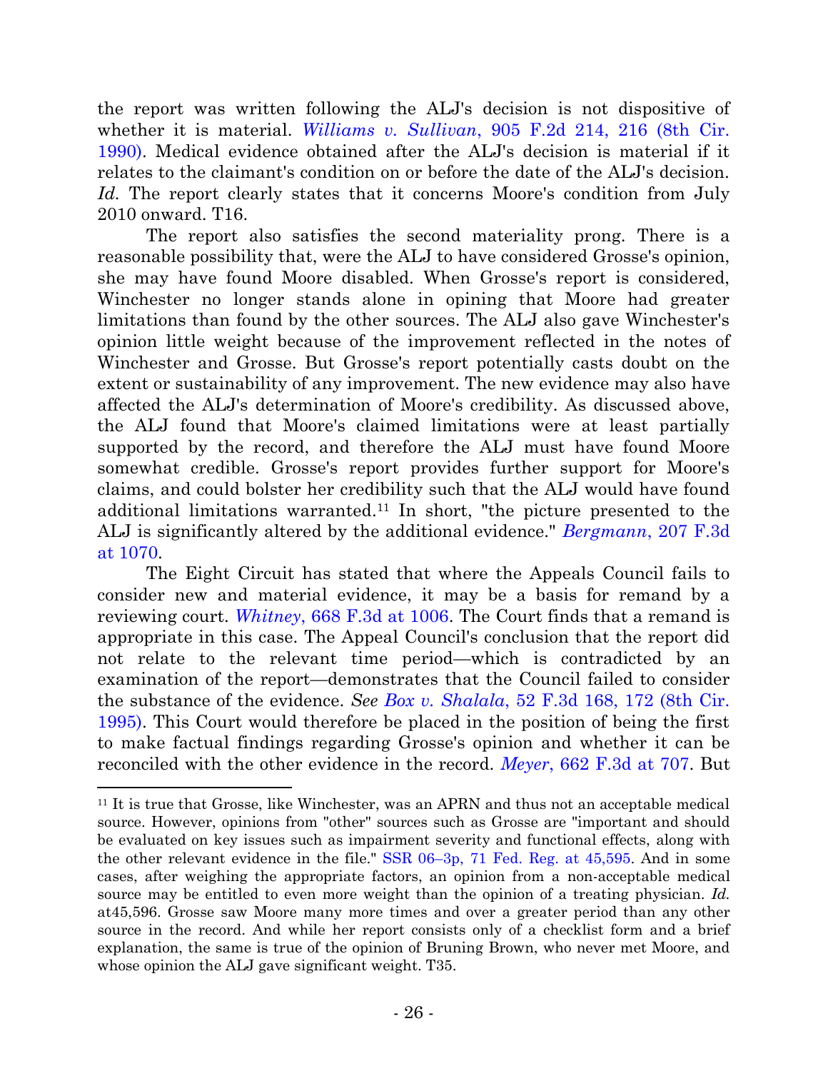the report was written following the ALJ's decision is not dispositive of whether it is material. *Williams v. Sullivan*, 905 F.2d 214, 216 (8th Cir. 1990). Medical evidence obtained after the ALJ's decision is material if it relates to the claimant's condition on or before the date of the ALJ's decision. *Id.* The report clearly states that it concerns Moore's condition from July 2010 onward. T16.

The report also satisfies the second materiality prong. There is a reasonable possibility that, were the ALJ to have considered Grosse's opinion, she may have found Moore disabled. When Grosse's report is considered, Winchester no longer stands alone in opining that Moore had greater limitations than found by the other sources. The ALJ also gave Winchester's opinion little weight because of the improvement reflected in the notes of Winchester and Grosse. But Grosse's report potentially casts doubt on the extent or sustainability of any improvement. The new evidence may also have affected the ALJ's determination of Moore's credibility. As discussed above, the ALJ found that Moore's claimed limitations were at least partially supported by the record, and therefore the ALJ must have found Moore somewhat credible. Grosse's report provides further support for Moore's claims, and could bolster her credibility such that the ALJ would have found additional limitations warranted.[11] In short, "the picture presented to the ALJ is significantly altered by the additional evidence." *Bergmann*, 207 F.3d at 1070.

The Eight Circuit has stated that where the Appeals Council fails to consider new and material evidence, it may be a basis for remand by a reviewing court. *Whitney*, 668 F.3d at 1006. The Court finds that a remand is appropriate in this case. The Appeal Council's conclusion that the report did not relate to the relevant time period—which is contradicted by an examination of the report—demonstrates that the Council failed to consider the substance of the evidence. *See Box v. Shalala*, 52 F.3d 168, 172 (8th Cir. 1995). This Court would therefore be placed in the position of being the first to make factual findings regarding Grosse's opinion and whether it can be reconciled with the other evidence in the record. *Meyer*, 662 F.3d at 707. But

[11] It is true that Grosse, like Winchester, was an APRN and thus not an acceptable medical source. However, opinions from "other" sources such as Grosse are "important and should be evaluated on key issues such as impairment severity and functional effects, along with the other relevant evidence in the file." SSR 06–3p, 71 Fed. Reg. at 45,595. And in some cases, after weighing the appropriate factors, an opinion from a non-acceptable medical source may be entitled to even more weight than the opinion of a treating physician. *Id.* at45,596. Grosse saw Moore many more times and over a greater period than any other source in the record. And while her report consists only of a checklist form and a brief explanation, the same is true of the opinion of Bruning Brown, who never met Moore, and whose opinion the ALJ gave significant weight. T35.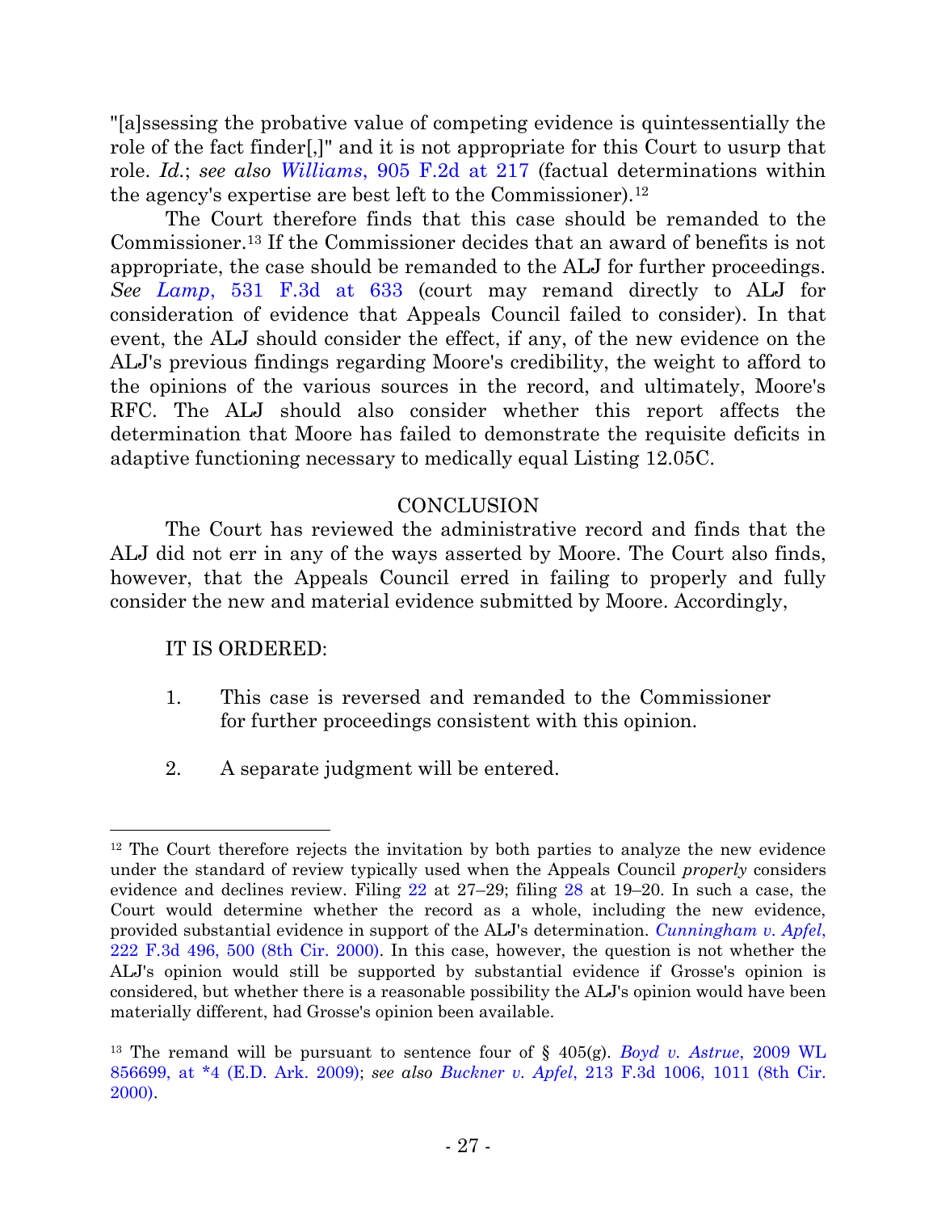"[a]ssessing the probative value of competing evidence is quintessentially the role of the fact finder[,]" and it is not appropriate for this Court to usurp that role. *Id.*; *see also Williams*, 905 F.2d at 217 (factual determinations within the agency's expertise are best left to the Commissioner).[12]

The Court therefore finds that this case should be remanded to the Commissioner.[13] If the Commissioner decides that an award of benefits is not appropriate, the case should be remanded to the ALJ for further proceedings. *See Lamp*, 531 F.3d at 633 (court may remand directly to ALJ for consideration of evidence that Appeals Council failed to consider). In that event, the ALJ should consider the effect, if any, of the new evidence on the ALJ's previous findings regarding Moore's credibility, the weight to afford to the opinions of the various sources in the record, and ultimately, Moore's RFC. The ALJ should also consider whether this report affects the determination that Moore has failed to demonstrate the requisite deficits in adaptive functioning necessary to medically equal Listing 12.05C.

## CONCLUSION

The Court has reviewed the administrative record and finds that the ALJ did not err in any of the ways asserted by Moore. The Court also finds, however, that the Appeals Council erred in failing to properly and fully consider the new and material evidence submitted by Moore. Accordingly,

IT IS ORDERED:

1. This case is reversed and remanded to the Commissioner for further proceedings consistent with this opinion.

2. A separate judgment will be entered.

---

[12] The Court therefore rejects the invitation by both parties to analyze the new evidence under the standard of review typically used when the Appeals Council *properly* considers evidence and declines review. Filing 22 at 27–29; filing 28 at 19–20. In such a case, the Court would determine whether the record as a whole, including the new evidence, provided substantial evidence in support of the ALJ's determination. *Cunningham v. Apfel*, 222 F.3d 496, 500 (8th Cir. 2000). In this case, however, the question is not whether the ALJ's opinion would still be supported by substantial evidence if Grosse's opinion is considered, but whether there is a reasonable possibility the ALJ's opinion would have been materially different, had Grosse's opinion been available.

[13] The remand will be pursuant to sentence four of § 405(g). *Boyd v. Astrue*, 2009 WL 856699, at *4 (E.D. Ark. 2009); *see also Buckner v. Apfel*, 213 F.3d 1006, 1011 (8th Cir. 2000).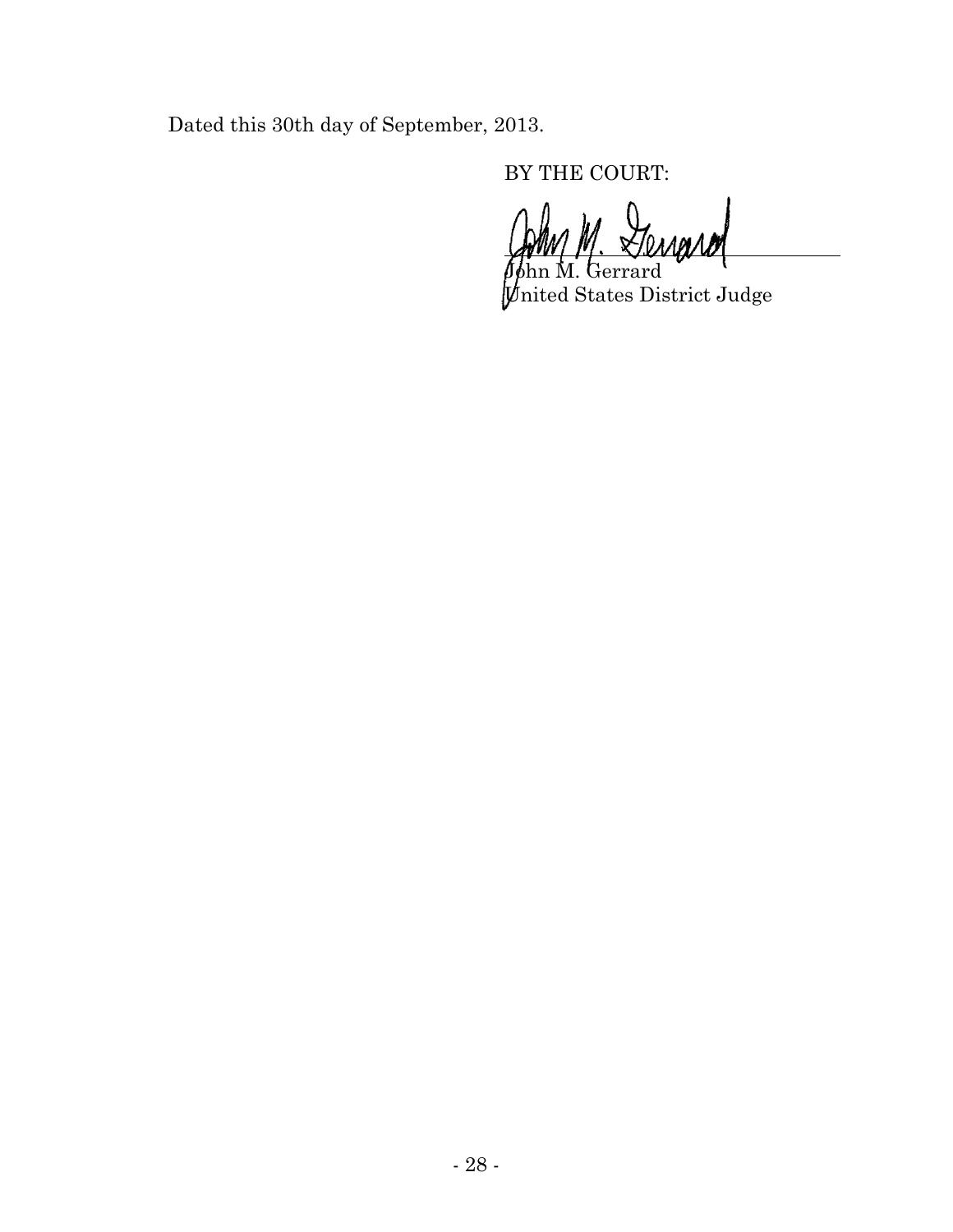Dated this 30th day of September, 2013.

BY THE COURT:

John M. Gerrard
United States District Judge